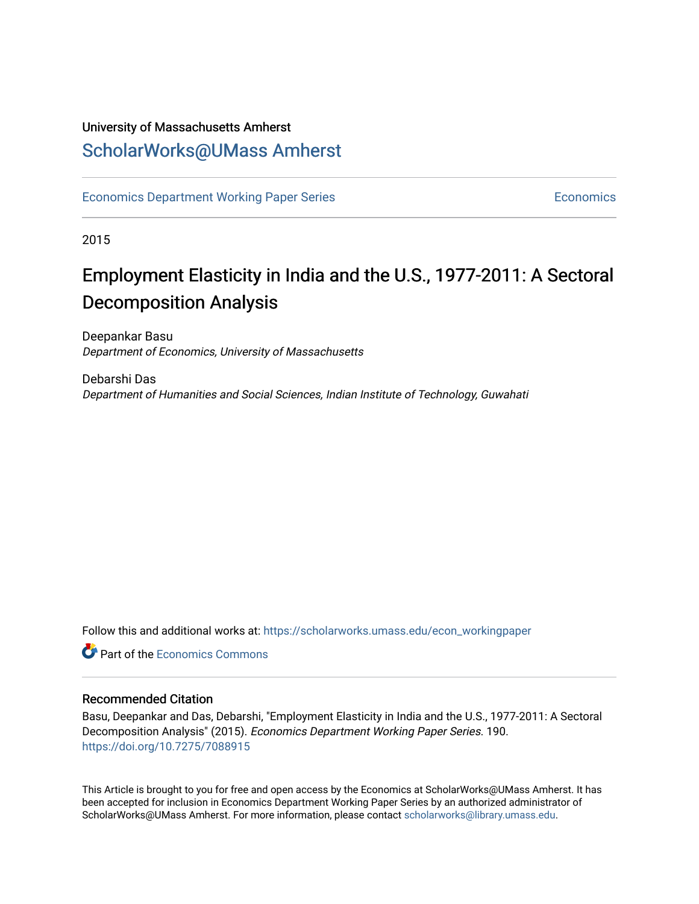University of Massachusetts Amherst

ScholarWorks@UMass Amherst

Economics Department Working Paper Series | Economics

2015

# Employment Elasticity in India and the U.S., 1977-2011: A Sectoral Decomposition Analysis

Deepankar Basu
*Department of Economics, University of Massachusetts*

Debarshi Das
*Department of Humanities and Social Sciences, Indian Institute of Technology, Guwahati*

Follow this and additional works at: https://scholarworks.umass.edu/econ_workingpaper

Part of the Economics Commons

## Recommended Citation

Basu, Deepankar and Das, Debarshi, "Employment Elasticity in India and the U.S., 1977-2011: A Sectoral Decomposition Analysis" (2015). *Economics Department Working Paper Series*. 190.
https://doi.org/10.7275/7088915

This Article is brought to you for free and open access by the Economics at ScholarWorks@UMass Amherst. It has been accepted for inclusion in Economics Department Working Paper Series by an authorized administrator of ScholarWorks@UMass Amherst. For more information, please contact scholarworks@library.umass.edu.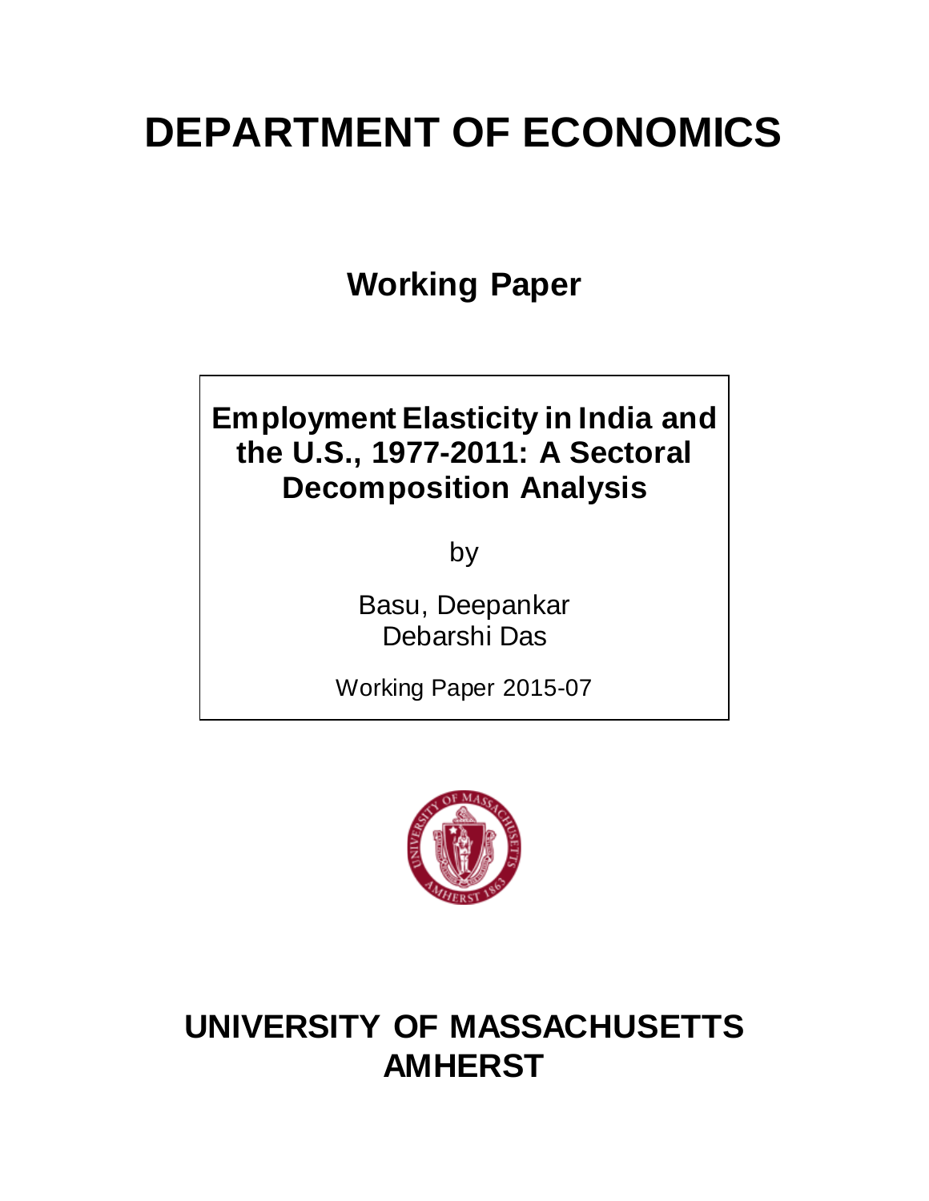# DEPARTMENT OF ECONOMICS

## Working Paper

**Employment Elasticity in India and the U.S., 1977-2011: A Sectoral Decomposition Analysis**

by

Basu, Deepankar
Debarshi Das

Working Paper 2015-07

# UNIVERSITY OF MASSACHUSETTS AMHERST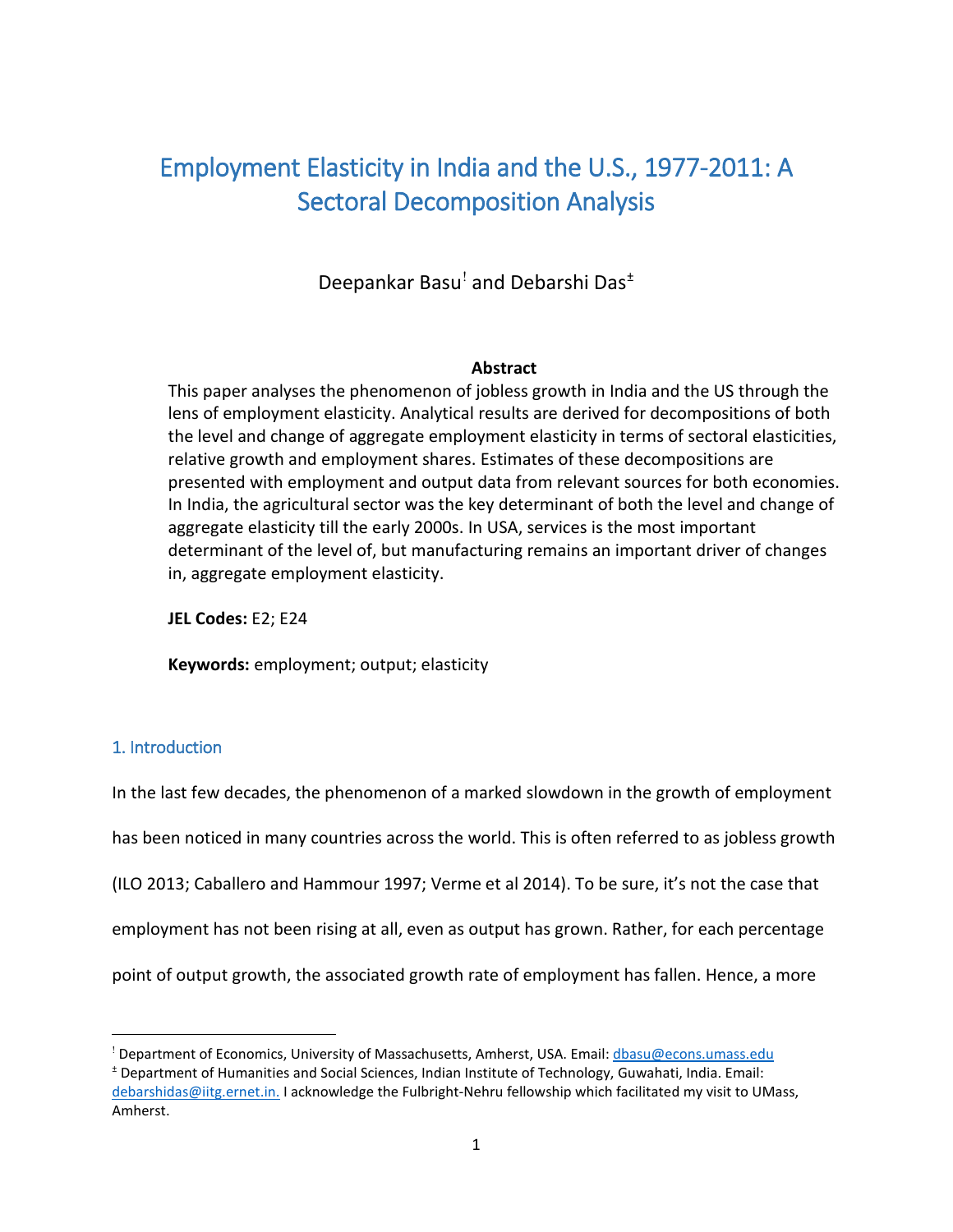# Employment Elasticity in India and the U.S., 1977-2011: A Sectoral Decomposition Analysis

Deepankar Basu[!] and Debarshi Das[±]

**Abstract**

This paper analyses the phenomenon of jobless growth in India and the US through the lens of employment elasticity. Analytical results are derived for decompositions of both the level and change of aggregate employment elasticity in terms of sectoral elasticities, relative growth and employment shares. Estimates of these decompositions are presented with employment and output data from relevant sources for both economies. In India, the agricultural sector was the key determinant of both the level and change of aggregate elasticity till the early 2000s. In USA, services is the most important determinant of the level of, but manufacturing remains an important driver of changes in, aggregate employment elasticity.

**JEL Codes:** E2; E24

**Keywords:** employment; output; elasticity

## 1. Introduction

In the last few decades, the phenomenon of a marked slowdown in the growth of employment has been noticed in many countries across the world. This is often referred to as jobless growth (ILO 2013; Caballero and Hammour 1997; Verme et al 2014). To be sure, it's not the case that employment has not been rising at all, even as output has grown. Rather, for each percentage point of output growth, the associated growth rate of employment has fallen. Hence, a more

---

[!] Department of Economics, University of Massachusetts, Amherst, USA. Email: dbasu@econs.umass.edu

[±] Department of Humanities and Social Sciences, Indian Institute of Technology, Guwahati, India. Email: debarshidas@iitg.ernet.in. I acknowledge the Fulbright-Nehru fellowship which facilitated my visit to UMass, Amherst.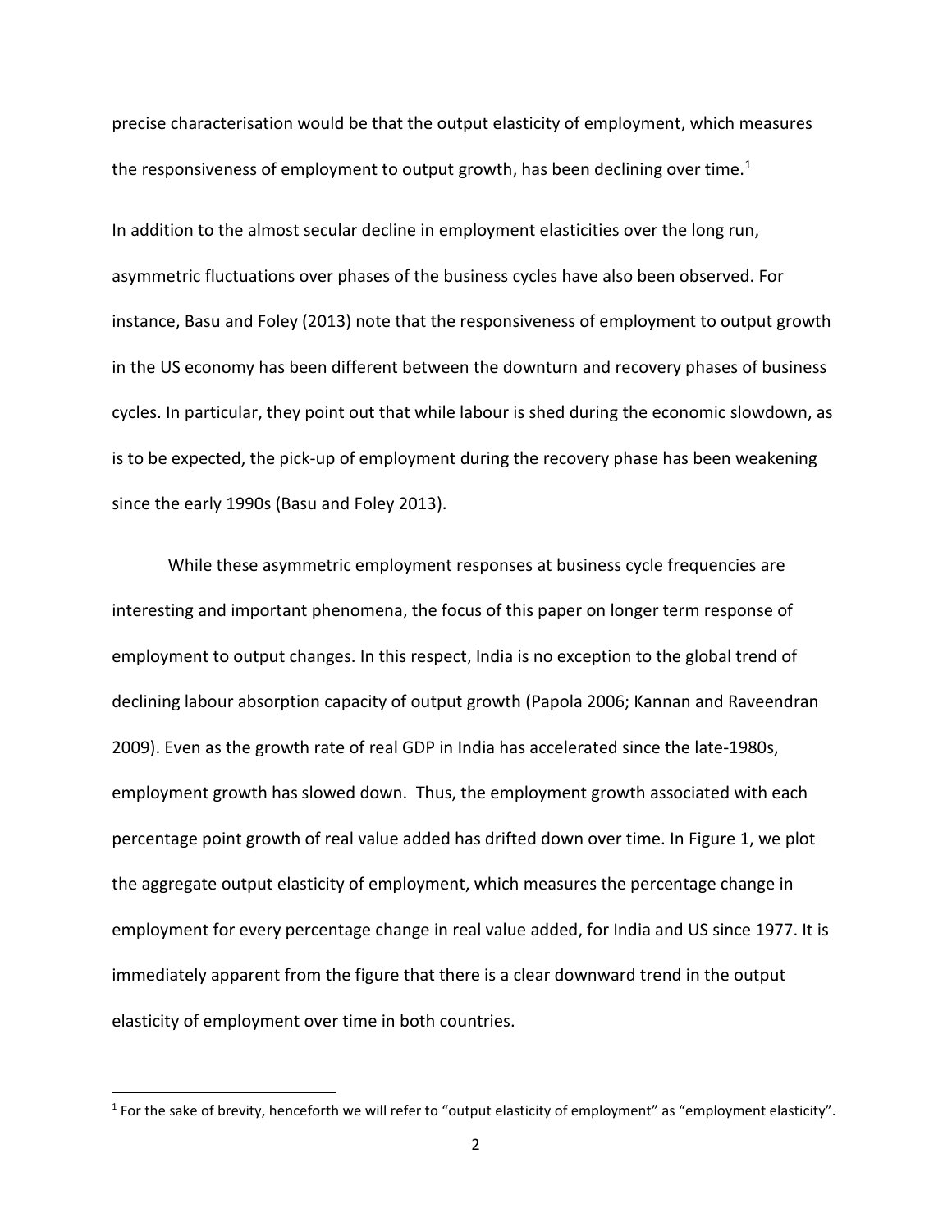precise characterisation would be that the output elasticity of employment, which measures the responsiveness of employment to output growth, has been declining over time.[1]

In addition to the almost secular decline in employment elasticities over the long run, asymmetric fluctuations over phases of the business cycles have also been observed. For instance, Basu and Foley (2013) note that the responsiveness of employment to output growth in the US economy has been different between the downturn and recovery phases of business cycles. In particular, they point out that while labour is shed during the economic slowdown, as is to be expected, the pick-up of employment during the recovery phase has been weakening since the early 1990s (Basu and Foley 2013).

While these asymmetric employment responses at business cycle frequencies are interesting and important phenomena, the focus of this paper on longer term response of employment to output changes. In this respect, India is no exception to the global trend of declining labour absorption capacity of output growth (Papola 2006; Kannan and Raveendran 2009). Even as the growth rate of real GDP in India has accelerated since the late-1980s, employment growth has slowed down. Thus, the employment growth associated with each percentage point growth of real value added has drifted down over time. In Figure 1, we plot the aggregate output elasticity of employment, which measures the percentage change in employment for every percentage change in real value added, for India and US since 1977. It is immediately apparent from the figure that there is a clear downward trend in the output elasticity of employment over time in both countries.

[1] For the sake of brevity, henceforth we will refer to "output elasticity of employment" as "employment elasticity".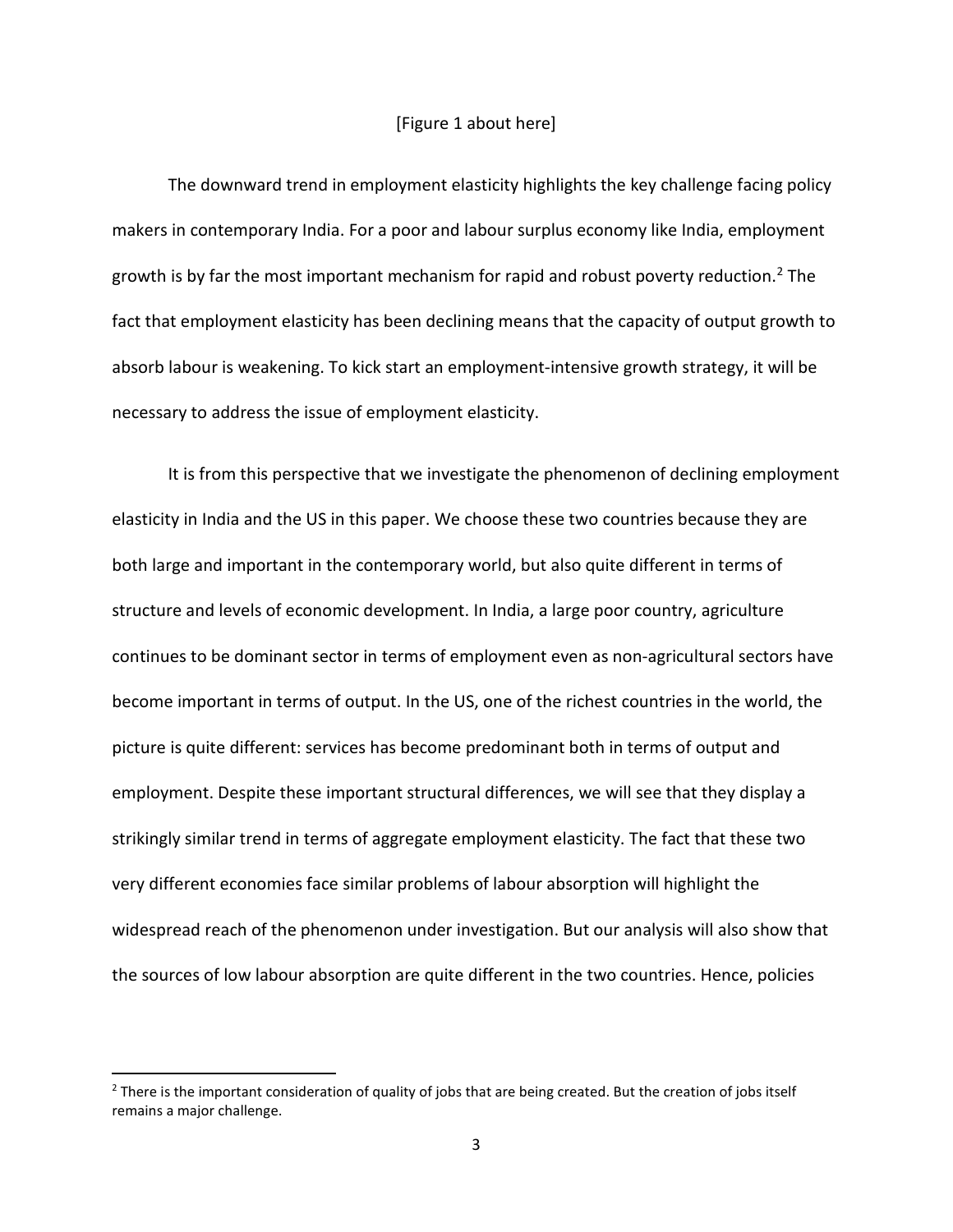[Figure 1 about here]

The downward trend in employment elasticity highlights the key challenge facing policy makers in contemporary India. For a poor and labour surplus economy like India, employment growth is by far the most important mechanism for rapid and robust poverty reduction.[2] The fact that employment elasticity has been declining means that the capacity of output growth to absorb labour is weakening. To kick start an employment-intensive growth strategy, it will be necessary to address the issue of employment elasticity.

It is from this perspective that we investigate the phenomenon of declining employment elasticity in India and the US in this paper. We choose these two countries because they are both large and important in the contemporary world, but also quite different in terms of structure and levels of economic development. In India, a large poor country, agriculture continues to be dominant sector in terms of employment even as non-agricultural sectors have become important in terms of output. In the US, one of the richest countries in the world, the picture is quite different: services has become predominant both in terms of output and employment. Despite these important structural differences, we will see that they display a strikingly similar trend in terms of aggregate employment elasticity. The fact that these two very different economies face similar problems of labour absorption will highlight the widespread reach of the phenomenon under investigation. But our analysis will also show that the sources of low labour absorption are quite different in the two countries. Hence, policies

[2] There is the important consideration of quality of jobs that are being created. But the creation of jobs itself remains a major challenge.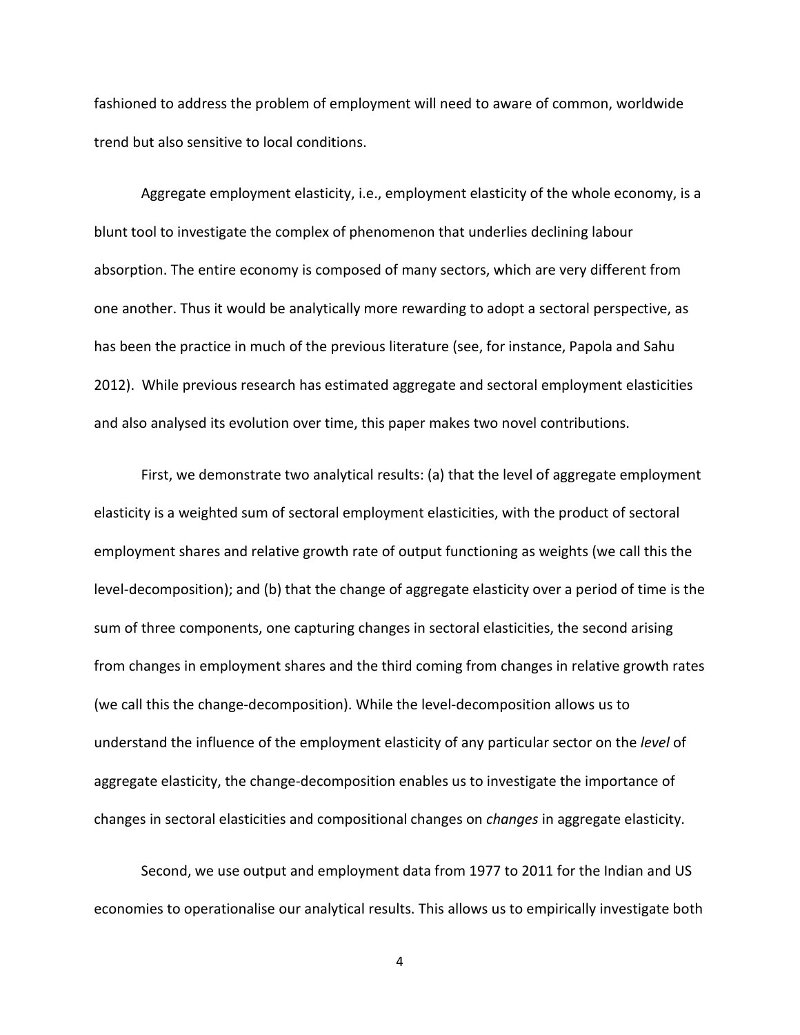fashioned to address the problem of employment will need to aware of common, worldwide trend but also sensitive to local conditions.

Aggregate employment elasticity, i.e., employment elasticity of the whole economy, is a blunt tool to investigate the complex of phenomenon that underlies declining labour absorption. The entire economy is composed of many sectors, which are very different from one another. Thus it would be analytically more rewarding to adopt a sectoral perspective, as has been the practice in much of the previous literature (see, for instance, Papola and Sahu 2012). While previous research has estimated aggregate and sectoral employment elasticities and also analysed its evolution over time, this paper makes two novel contributions.

First, we demonstrate two analytical results: (a) that the level of aggregate employment elasticity is a weighted sum of sectoral employment elasticities, with the product of sectoral employment shares and relative growth rate of output functioning as weights (we call this the level-decomposition); and (b) that the change of aggregate elasticity over a period of time is the sum of three components, one capturing changes in sectoral elasticities, the second arising from changes in employment shares and the third coming from changes in relative growth rates (we call this the change-decomposition). While the level-decomposition allows us to understand the influence of the employment elasticity of any particular sector on the *level* of aggregate elasticity, the change-decomposition enables us to investigate the importance of changes in sectoral elasticities and compositional changes on *changes* in aggregate elasticity.

Second, we use output and employment data from 1977 to 2011 for the Indian and US economies to operationalise our analytical results. This allows us to empirically investigate both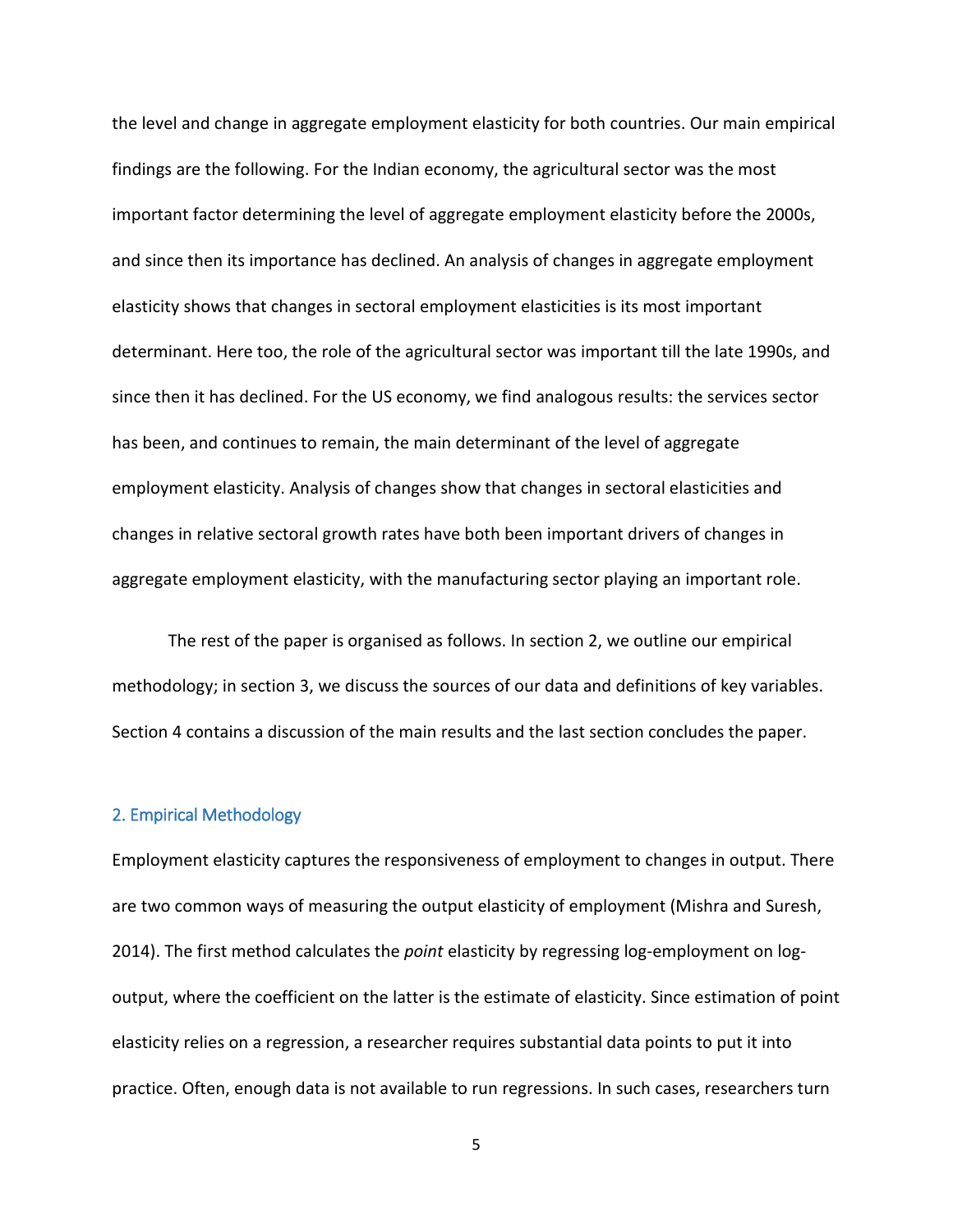the level and change in aggregate employment elasticity for both countries. Our main empirical findings are the following. For the Indian economy, the agricultural sector was the most important factor determining the level of aggregate employment elasticity before the 2000s, and since then its importance has declined. An analysis of changes in aggregate employment elasticity shows that changes in sectoral employment elasticities is its most important determinant. Here too, the role of the agricultural sector was important till the late 1990s, and since then it has declined. For the US economy, we find analogous results: the services sector has been, and continues to remain, the main determinant of the level of aggregate employment elasticity. Analysis of changes show that changes in sectoral elasticities and changes in relative sectoral growth rates have both been important drivers of changes in aggregate employment elasticity, with the manufacturing sector playing an important role.

The rest of the paper is organised as follows. In section 2, we outline our empirical methodology; in section 3, we discuss the sources of our data and definitions of key variables. Section 4 contains a discussion of the main results and the last section concludes the paper.

## 2. Empirical Methodology

Employment elasticity captures the responsiveness of employment to changes in output. There are two common ways of measuring the output elasticity of employment (Mishra and Suresh, 2014). The first method calculates the *point* elasticity by regressing log-employment on log-output, where the coefficient on the latter is the estimate of elasticity. Since estimation of point elasticity relies on a regression, a researcher requires substantial data points to put it into practice. Often, enough data is not available to run regressions. In such cases, researchers turn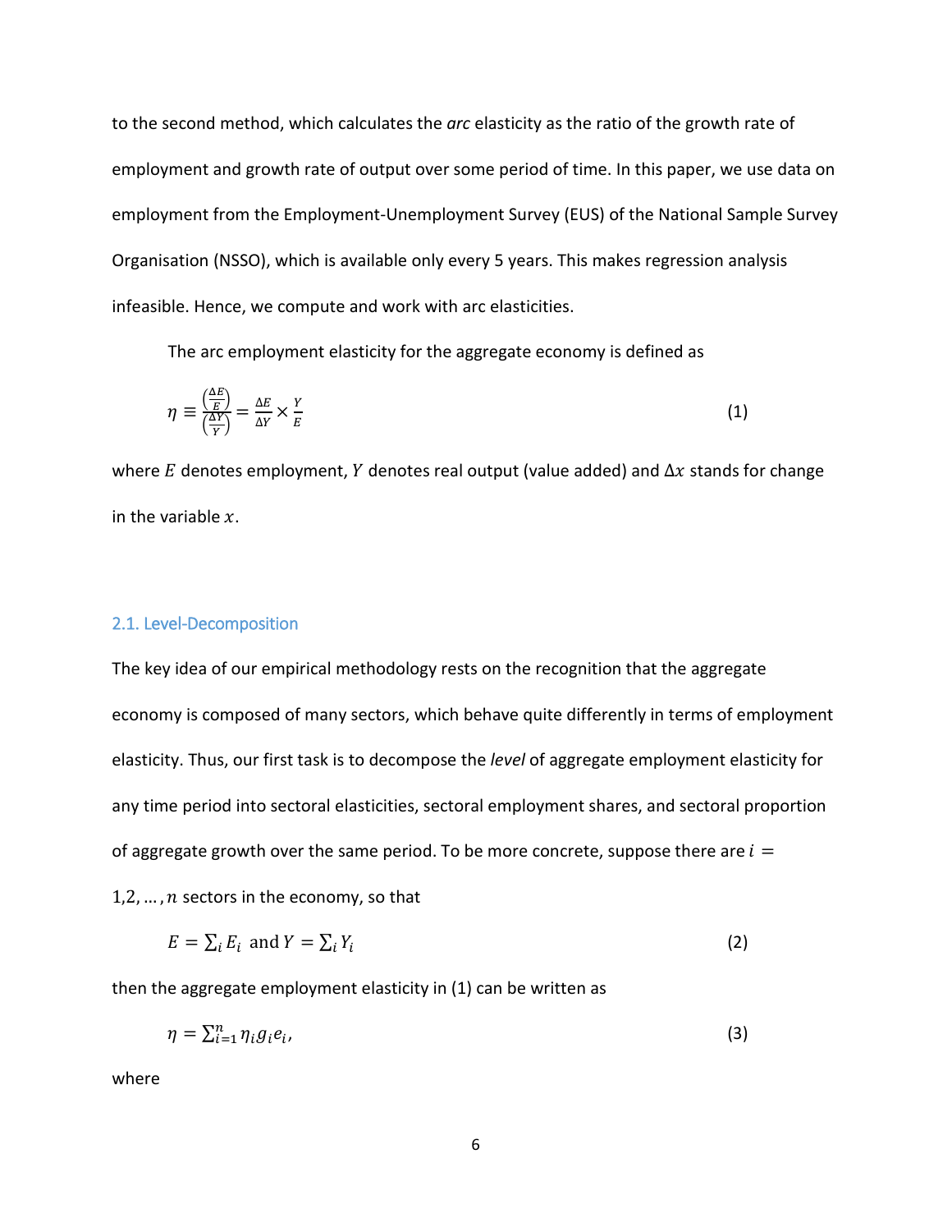to the second method, which calculates the *arc* elasticity as the ratio of the growth rate of employment and growth rate of output over some period of time. In this paper, we use data on employment from the Employment-Unemployment Survey (EUS) of the National Sample Survey Organisation (NSSO), which is available only every 5 years. This makes regression analysis infeasible. Hence, we compute and work with arc elasticities.

The arc employment elasticity for the aggregate economy is defined as

$$\eta \equiv \frac{\left(\frac{\Delta E}{E}\right)}{\left(\frac{\Delta Y}{Y}\right)} = \frac{\Delta E}{\Delta Y} \times \frac{Y}{E} \tag{1}$$

where $E$ denotes employment, $Y$ denotes real output (value added) and $\Delta x$ stands for change in the variable $x$.

### 2.1. Level-Decomposition

The key idea of our empirical methodology rests on the recognition that the aggregate economy is composed of many sectors, which behave quite differently in terms of employment elasticity. Thus, our first task is to decompose the *level* of aggregate employment elasticity for any time period into sectoral elasticities, sectoral employment shares, and sectoral proportion of aggregate growth over the same period. To be more concrete, suppose there are $i = 1, 2, \ldots, n$ sectors in the economy, so that

$$E = \sum_i E_i \text{ and } Y = \sum_i Y_i \tag{2}$$

then the aggregate employment elasticity in (1) can be written as

$$\eta = \sum_{i=1}^{n} \eta_i g_i e_i, \tag{3}$$

where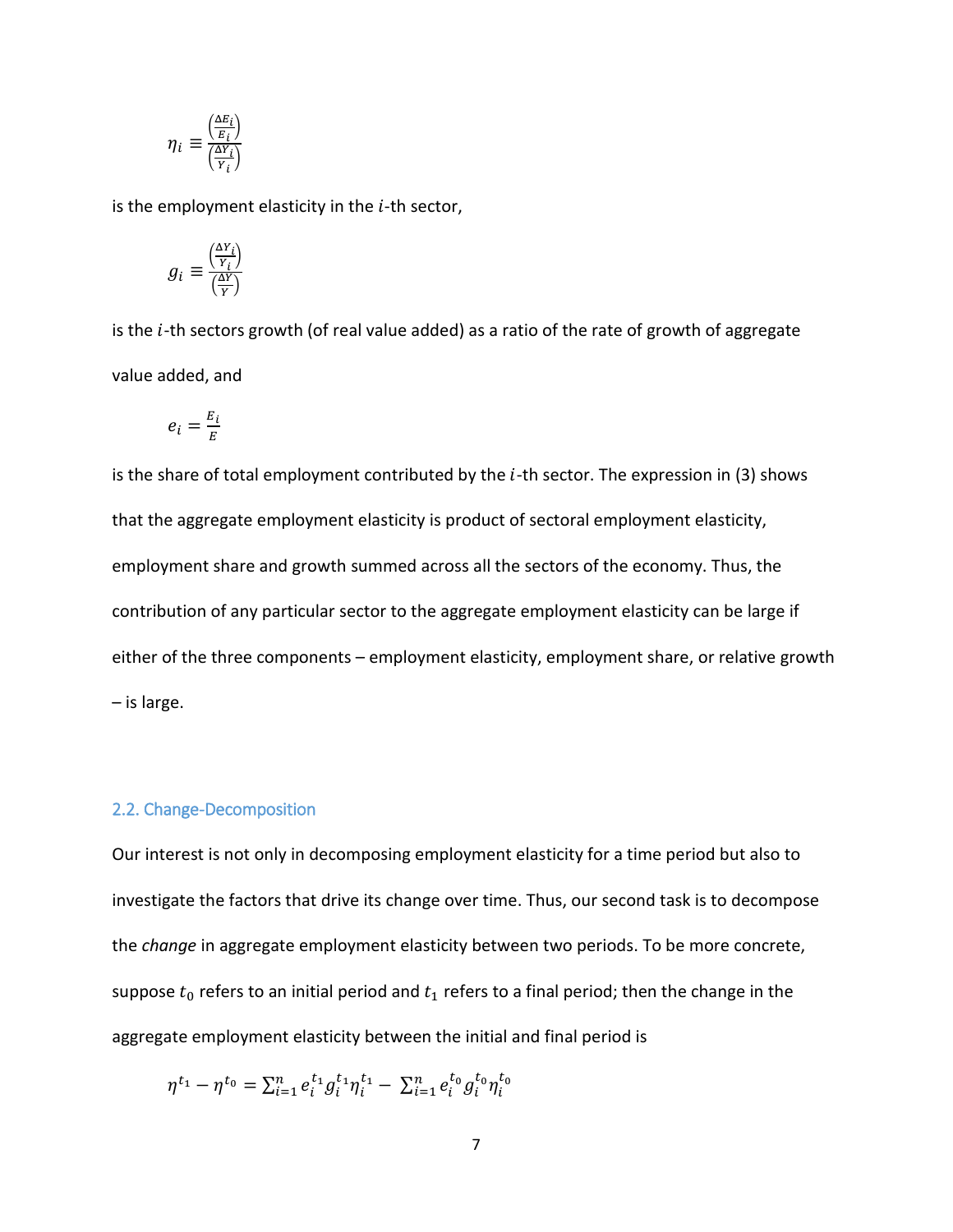$$\eta_i \equiv \frac{\left(\frac{\Delta E_i}{E_i}\right)}{\left(\frac{\Delta Y_i}{Y_i}\right)}$$

is the employment elasticity in the $i$-th sector,

$$g_i \equiv \frac{\left(\frac{\Delta Y_i}{Y_i}\right)}{\left(\frac{\Delta Y}{Y}\right)}$$

is the $i$-th sectors growth (of real value added) as a ratio of the rate of growth of aggregate value added, and

$$e_i = \frac{E_i}{E}$$

is the share of total employment contributed by the $i$-th sector. The expression in (3) shows that the aggregate employment elasticity is product of sectoral employment elasticity, employment share and growth summed across all the sectors of the economy. Thus, the contribution of any particular sector to the aggregate employment elasticity can be large if either of the three components – employment elasticity, employment share, or relative growth – is large.

### 2.2. Change-Decomposition

Our interest is not only in decomposing employment elasticity for a time period but also to investigate the factors that drive its change over time. Thus, our second task is to decompose the *change* in aggregate employment elasticity between two periods. To be more concrete, suppose $t_0$ refers to an initial period and $t_1$ refers to a final period; then the change in the aggregate employment elasticity between the initial and final period is

$$\eta^{t_1} - \eta^{t_0} = \sum_{i=1}^{n} e_i^{t_1} g_i^{t_1} \eta_i^{t_1} - \sum_{i=1}^{n} e_i^{t_0} g_i^{t_0} \eta_i^{t_0}$$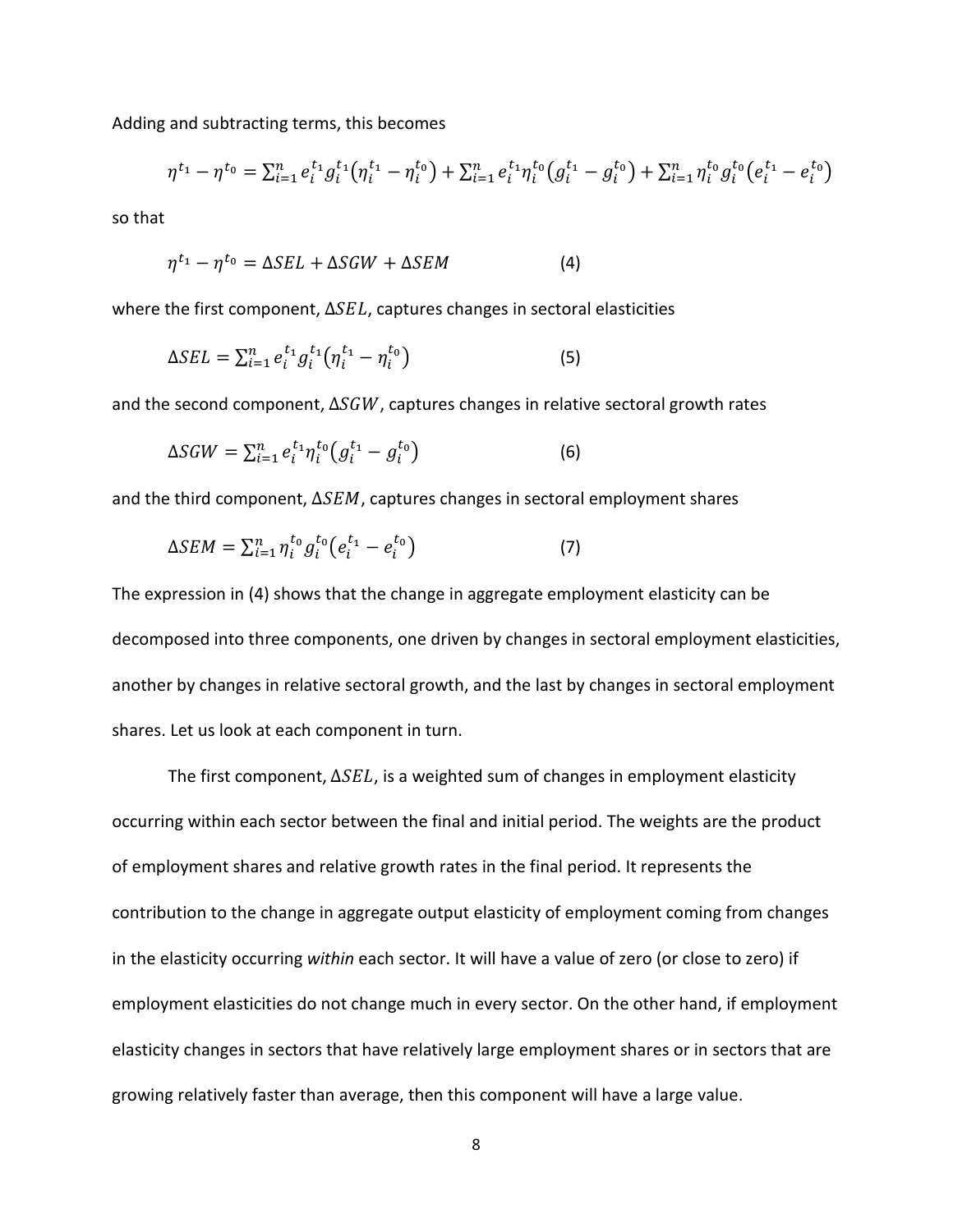Adding and subtracting terms, this becomes

$$\eta^{t_1} - \eta^{t_0} = \sum_{i=1}^{n} e_i^{t_1} g_i^{t_1} \left(\eta_i^{t_1} - \eta_i^{t_0}\right) + \sum_{i=1}^{n} e_i^{t_1} \eta_i^{t_0} \left(g_i^{t_1} - g_i^{t_0}\right) + \sum_{i=1}^{n} \eta_i^{t_0} g_i^{t_0} \left(e_i^{t_1} - e_i^{t_0}\right)$$

so that

$$\eta^{t_1} - \eta^{t_0} = \Delta SEL + \Delta SGW + \Delta SEM \qquad (4)$$

where the first component, $\Delta SEL$, captures changes in sectoral elasticities

$$\Delta SEL = \sum_{i=1}^{n} e_i^{t_1} g_i^{t_1} \left(\eta_i^{t_1} - \eta_i^{t_0}\right) \qquad (5)$$

and the second component, $\Delta SGW$, captures changes in relative sectoral growth rates

$$\Delta SGW = \sum_{i=1}^{n} e_i^{t_1} \eta_i^{t_0} \left(g_i^{t_1} - g_i^{t_0}\right) \qquad (6)$$

and the third component, $\Delta SEM$, captures changes in sectoral employment shares

$$\Delta SEM = \sum_{i=1}^{n} \eta_i^{t_0} g_i^{t_0} \left(e_i^{t_1} - e_i^{t_0}\right) \qquad (7)$$

The expression in (4) shows that the change in aggregate employment elasticity can be decomposed into three components, one driven by changes in sectoral employment elasticities, another by changes in relative sectoral growth, and the last by changes in sectoral employment shares. Let us look at each component in turn.

The first component, $\Delta SEL$, is a weighted sum of changes in employment elasticity occurring within each sector between the final and initial period. The weights are the product of employment shares and relative growth rates in the final period. It represents the contribution to the change in aggregate output elasticity of employment coming from changes in the elasticity occurring *within* each sector. It will have a value of zero (or close to zero) if employment elasticities do not change much in every sector. On the other hand, if employment elasticity changes in sectors that have relatively large employment shares or in sectors that are growing relatively faster than average, then this component will have a large value.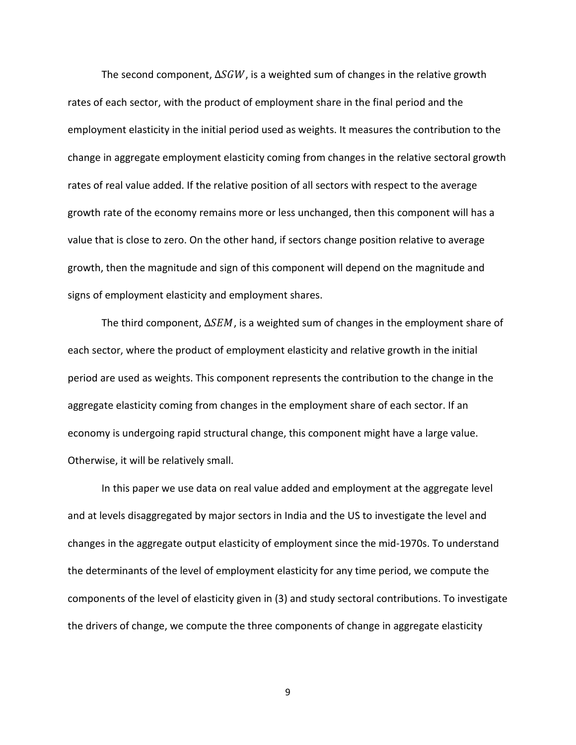The second component, $\Delta SGW$, is a weighted sum of changes in the relative growth rates of each sector, with the product of employment share in the final period and the employment elasticity in the initial period used as weights. It measures the contribution to the change in aggregate employment elasticity coming from changes in the relative sectoral growth rates of real value added. If the relative position of all sectors with respect to the average growth rate of the economy remains more or less unchanged, then this component will has a value that is close to zero. On the other hand, if sectors change position relative to average growth, then the magnitude and sign of this component will depend on the magnitude and signs of employment elasticity and employment shares.

The third component, $\Delta SEM$, is a weighted sum of changes in the employment share of each sector, where the product of employment elasticity and relative growth in the initial period are used as weights. This component represents the contribution to the change in the aggregate elasticity coming from changes in the employment share of each sector. If an economy is undergoing rapid structural change, this component might have a large value. Otherwise, it will be relatively small.

In this paper we use data on real value added and employment at the aggregate level and at levels disaggregated by major sectors in India and the US to investigate the level and changes in the aggregate output elasticity of employment since the mid-1970s. To understand the determinants of the level of employment elasticity for any time period, we compute the components of the level of elasticity given in (3) and study sectoral contributions. To investigate the drivers of change, we compute the three components of change in aggregate elasticity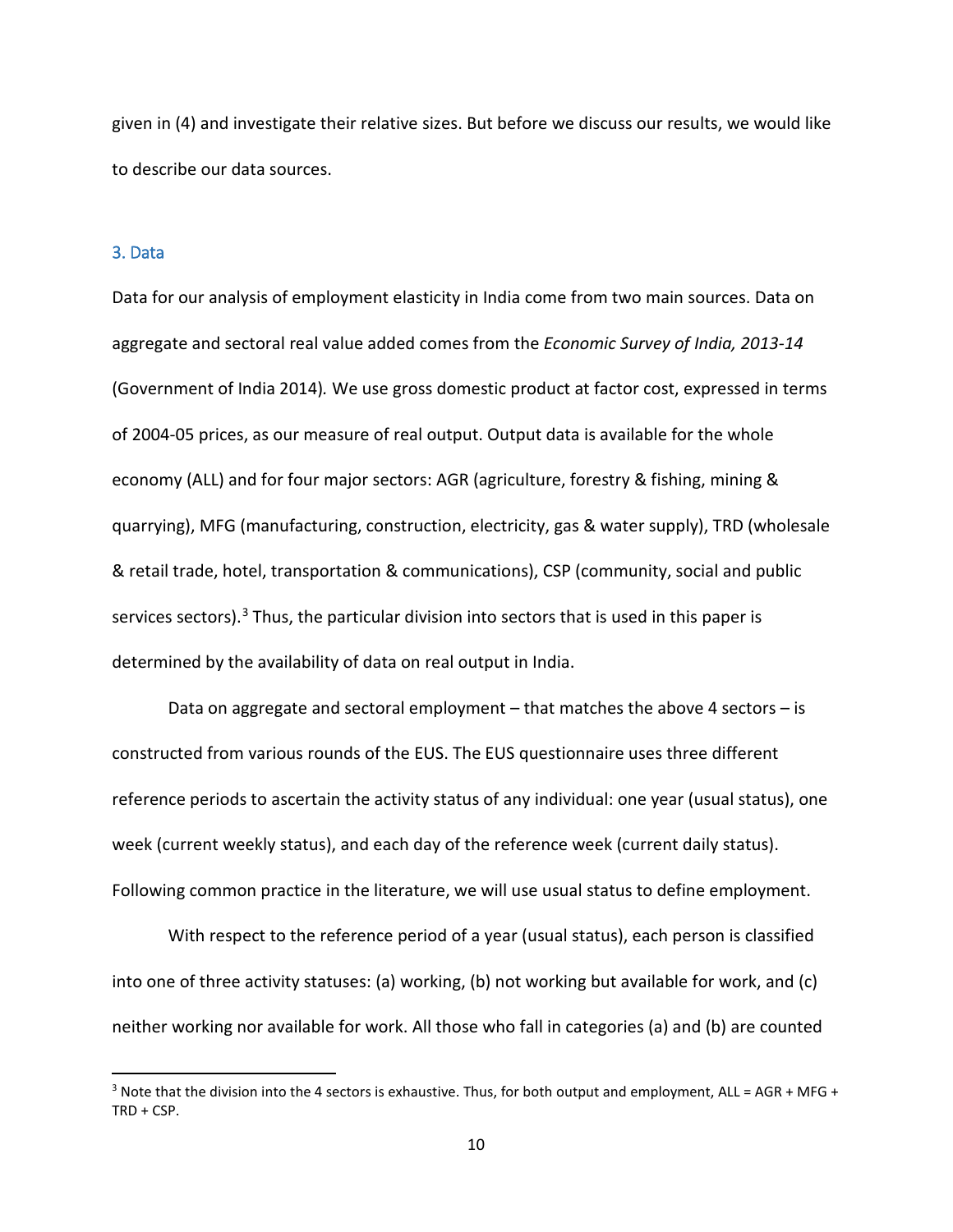given in (4) and investigate their relative sizes. But before we discuss our results, we would like to describe our data sources.

## 3. Data

Data for our analysis of employment elasticity in India come from two main sources. Data on aggregate and sectoral real value added comes from the *Economic Survey of India, 2013-14* (Government of India 2014). We use gross domestic product at factor cost, expressed in terms of 2004-05 prices, as our measure of real output. Output data is available for the whole economy (ALL) and for four major sectors: AGR (agriculture, forestry & fishing, mining & quarrying), MFG (manufacturing, construction, electricity, gas & water supply), TRD (wholesale & retail trade, hotel, transportation & communications), CSP (community, social and public services sectors).[3] Thus, the particular division into sectors that is used in this paper is determined by the availability of data on real output in India.

Data on aggregate and sectoral employment – that matches the above 4 sectors – is constructed from various rounds of the EUS. The EUS questionnaire uses three different reference periods to ascertain the activity status of any individual: one year (usual status), one week (current weekly status), and each day of the reference week (current daily status). Following common practice in the literature, we will use usual status to define employment.

With respect to the reference period of a year (usual status), each person is classified into one of three activity statuses: (a) working, (b) not working but available for work, and (c) neither working nor available for work. All those who fall in categories (a) and (b) are counted

[3] Note that the division into the 4 sectors is exhaustive. Thus, for both output and employment, ALL = AGR + MFG + TRD + CSP.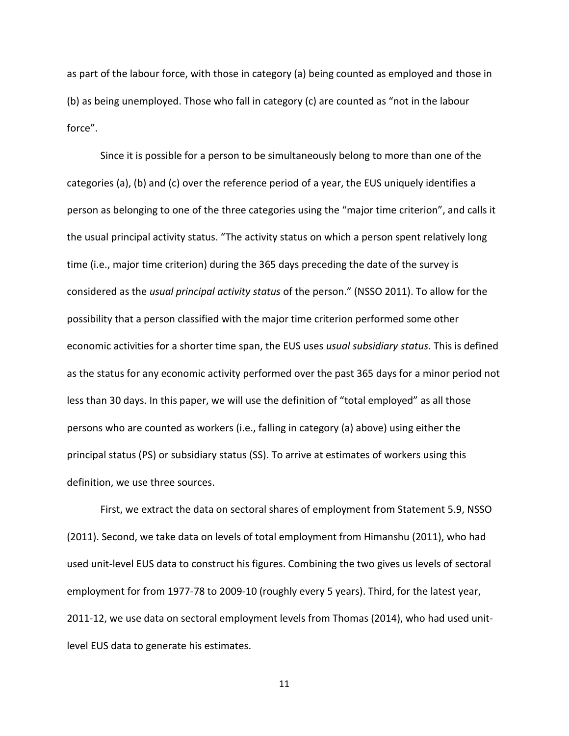as part of the labour force, with those in category (a) being counted as employed and those in (b) as being unemployed. Those who fall in category (c) are counted as "not in the labour force".

Since it is possible for a person to be simultaneously belong to more than one of the categories (a), (b) and (c) over the reference period of a year, the EUS uniquely identifies a person as belonging to one of the three categories using the "major time criterion", and calls it the usual principal activity status. "The activity status on which a person spent relatively long time (i.e., major time criterion) during the 365 days preceding the date of the survey is considered as the *usual principal activity status* of the person." (NSSO 2011). To allow for the possibility that a person classified with the major time criterion performed some other economic activities for a shorter time span, the EUS uses *usual subsidiary status*. This is defined as the status for any economic activity performed over the past 365 days for a minor period not less than 30 days. In this paper, we will use the definition of "total employed" as all those persons who are counted as workers (i.e., falling in category (a) above) using either the principal status (PS) or subsidiary status (SS). To arrive at estimates of workers using this definition, we use three sources.

First, we extract the data on sectoral shares of employment from Statement 5.9, NSSO (2011). Second, we take data on levels of total employment from Himanshu (2011), who had used unit-level EUS data to construct his figures. Combining the two gives us levels of sectoral employment for from 1977-78 to 2009-10 (roughly every 5 years). Third, for the latest year, 2011-12, we use data on sectoral employment levels from Thomas (2014), who had used unit-level EUS data to generate his estimates.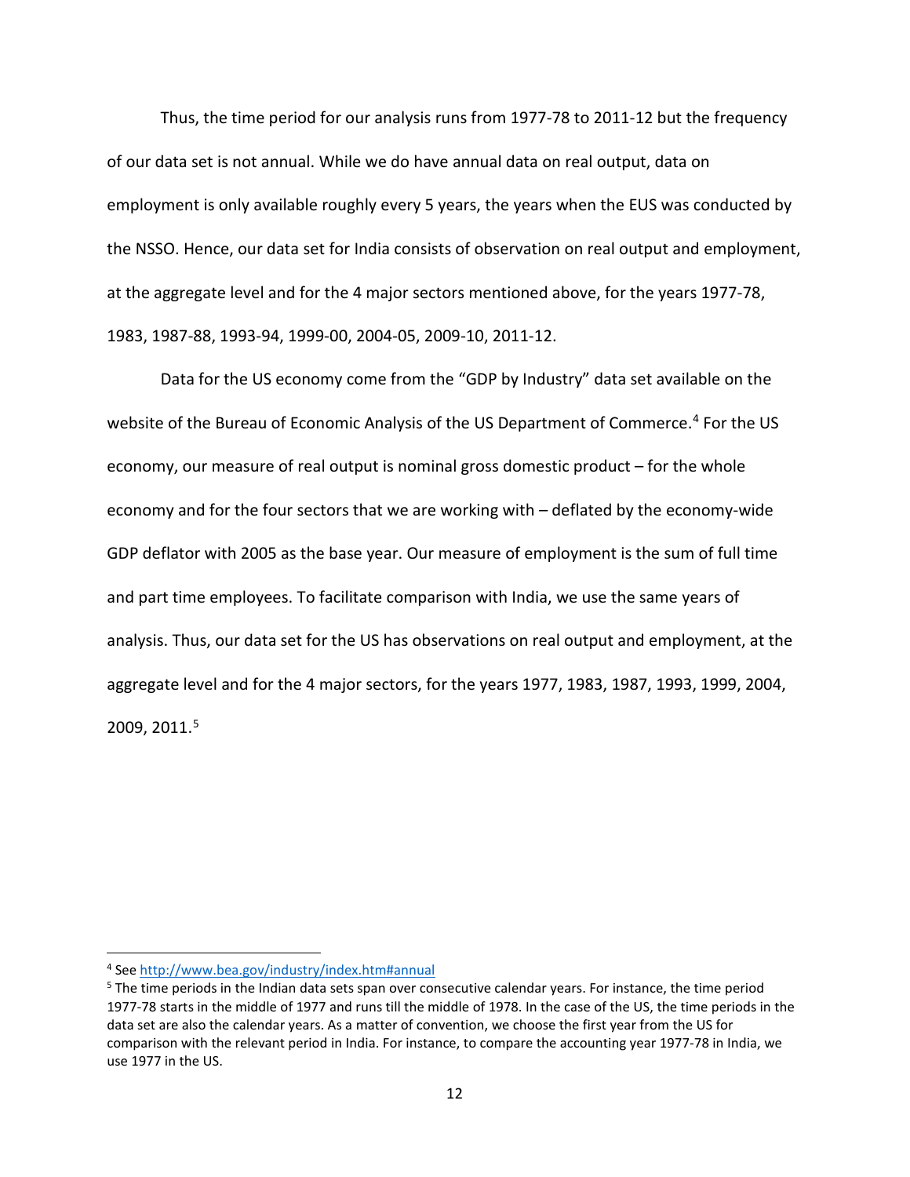Thus, the time period for our analysis runs from 1977-78 to 2011-12 but the frequency of our data set is not annual. While we do have annual data on real output, data on employment is only available roughly every 5 years, the years when the EUS was conducted by the NSSO. Hence, our data set for India consists of observation on real output and employment, at the aggregate level and for the 4 major sectors mentioned above, for the years 1977-78, 1983, 1987-88, 1993-94, 1999-00, 2004-05, 2009-10, 2011-12.

Data for the US economy come from the "GDP by Industry" data set available on the website of the Bureau of Economic Analysis of the US Department of Commerce.[4] For the US economy, our measure of real output is nominal gross domestic product – for the whole economy and for the four sectors that we are working with – deflated by the economy-wide GDP deflator with 2005 as the base year. Our measure of employment is the sum of full time and part time employees. To facilitate comparison with India, we use the same years of analysis. Thus, our data set for the US has observations on real output and employment, at the aggregate level and for the 4 major sectors, for the years 1977, 1983, 1987, 1993, 1999, 2004, 2009, 2011.[5]

---

[4] See http://www.bea.gov/industry/index.htm#annual

[5] The time periods in the Indian data sets span over consecutive calendar years. For instance, the time period 1977-78 starts in the middle of 1977 and runs till the middle of 1978. In the case of the US, the time periods in the data set are also the calendar years. As a matter of convention, we choose the first year from the US for comparison with the relevant period in India. For instance, to compare the accounting year 1977-78 in India, we use 1977 in the US.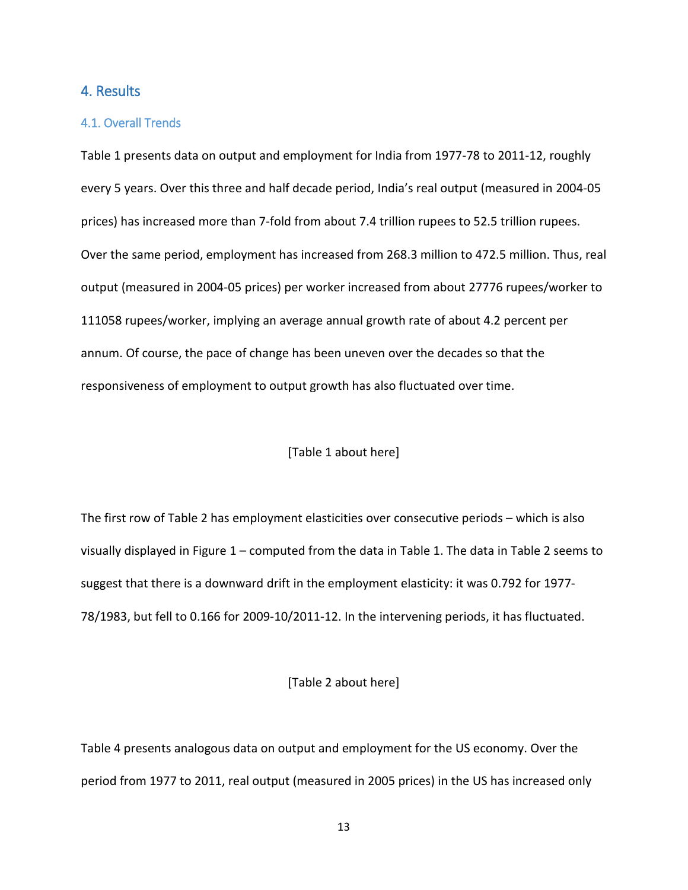## 4. Results

### 4.1. Overall Trends

Table 1 presents data on output and employment for India from 1977-78 to 2011-12, roughly every 5 years. Over this three and half decade period, India's real output (measured in 2004-05 prices) has increased more than 7-fold from about 7.4 trillion rupees to 52.5 trillion rupees. Over the same period, employment has increased from 268.3 million to 472.5 million. Thus, real output (measured in 2004-05 prices) per worker increased from about 27776 rupees/worker to 111058 rupees/worker, implying an average annual growth rate of about 4.2 percent per annum. Of course, the pace of change has been uneven over the decades so that the responsiveness of employment to output growth has also fluctuated over time.

[Table 1 about here]

The first row of Table 2 has employment elasticities over consecutive periods – which is also visually displayed in Figure 1 – computed from the data in Table 1. The data in Table 2 seems to suggest that there is a downward drift in the employment elasticity: it was 0.792 for 1977-78/1983, but fell to 0.166 for 2009-10/2011-12. In the intervening periods, it has fluctuated.

[Table 2 about here]

Table 4 presents analogous data on output and employment for the US economy. Over the period from 1977 to 2011, real output (measured in 2005 prices) in the US has increased only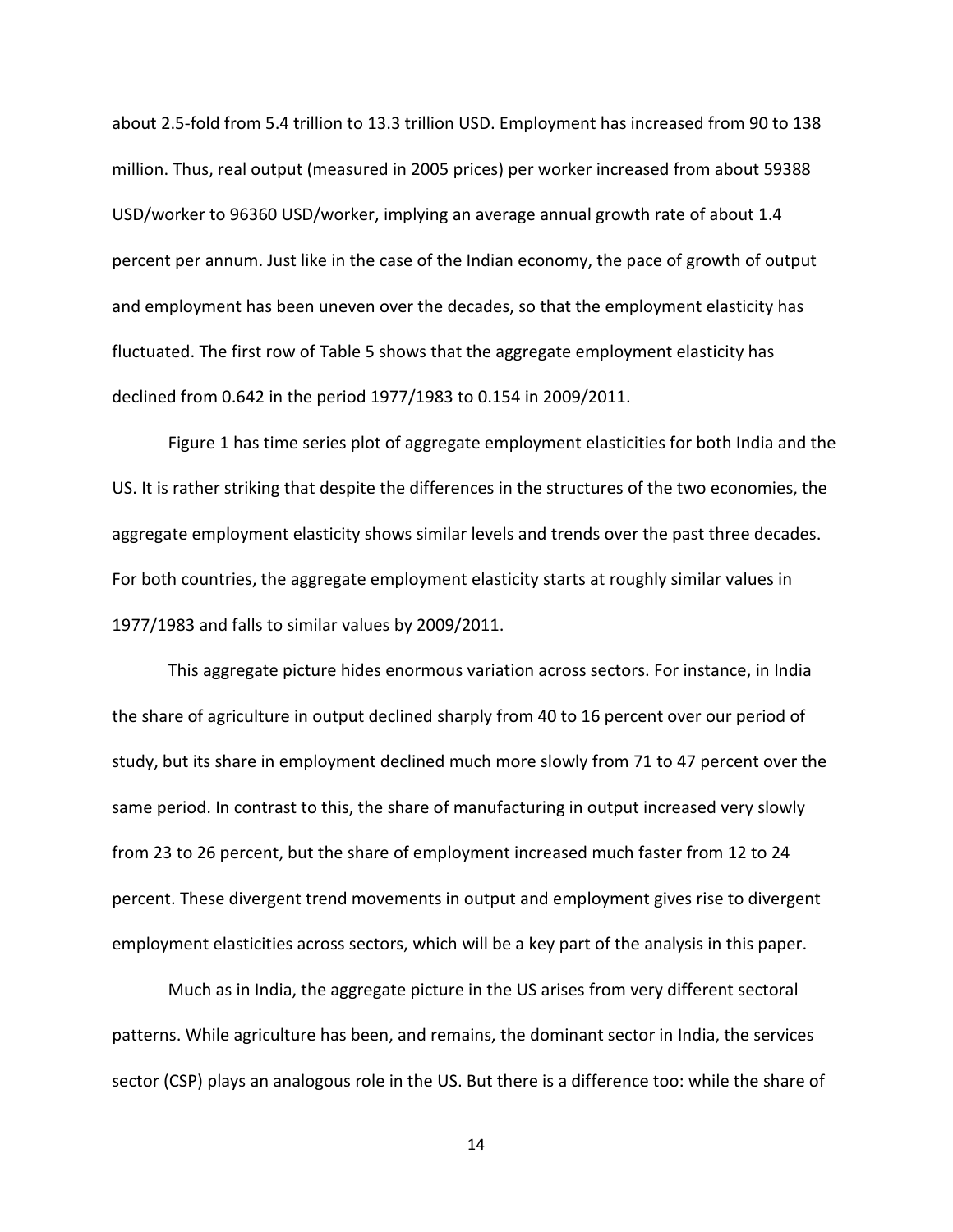about 2.5-fold from 5.4 trillion to 13.3 trillion USD. Employment has increased from 90 to 138 million. Thus, real output (measured in 2005 prices) per worker increased from about 59388 USD/worker to 96360 USD/worker, implying an average annual growth rate of about 1.4 percent per annum. Just like in the case of the Indian economy, the pace of growth of output and employment has been uneven over the decades, so that the employment elasticity has fluctuated. The first row of Table 5 shows that the aggregate employment elasticity has declined from 0.642 in the period 1977/1983 to 0.154 in 2009/2011.

Figure 1 has time series plot of aggregate employment elasticities for both India and the US. It is rather striking that despite the differences in the structures of the two economies, the aggregate employment elasticity shows similar levels and trends over the past three decades. For both countries, the aggregate employment elasticity starts at roughly similar values in 1977/1983 and falls to similar values by 2009/2011.

This aggregate picture hides enormous variation across sectors. For instance, in India the share of agriculture in output declined sharply from 40 to 16 percent over our period of study, but its share in employment declined much more slowly from 71 to 47 percent over the same period. In contrast to this, the share of manufacturing in output increased very slowly from 23 to 26 percent, but the share of employment increased much faster from 12 to 24 percent. These divergent trend movements in output and employment gives rise to divergent employment elasticities across sectors, which will be a key part of the analysis in this paper.

Much as in India, the aggregate picture in the US arises from very different sectoral patterns. While agriculture has been, and remains, the dominant sector in India, the services sector (CSP) plays an analogous role in the US. But there is a difference too: while the share of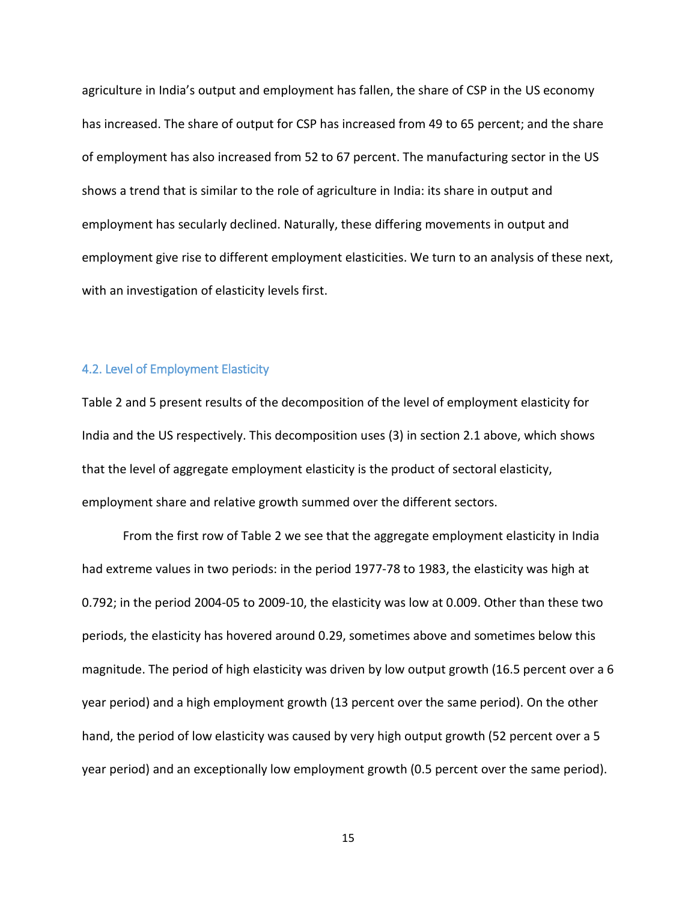agriculture in India's output and employment has fallen, the share of CSP in the US economy has increased. The share of output for CSP has increased from 49 to 65 percent; and the share of employment has also increased from 52 to 67 percent. The manufacturing sector in the US shows a trend that is similar to the role of agriculture in India: its share in output and employment has secularly declined. Naturally, these differing movements in output and employment give rise to different employment elasticities. We turn to an analysis of these next, with an investigation of elasticity levels first.

### 4.2. Level of Employment Elasticity

Table 2 and 5 present results of the decomposition of the level of employment elasticity for India and the US respectively. This decomposition uses (3) in section 2.1 above, which shows that the level of aggregate employment elasticity is the product of sectoral elasticity, employment share and relative growth summed over the different sectors.

From the first row of Table 2 we see that the aggregate employment elasticity in India had extreme values in two periods: in the period 1977-78 to 1983, the elasticity was high at 0.792; in the period 2004-05 to 2009-10, the elasticity was low at 0.009. Other than these two periods, the elasticity has hovered around 0.29, sometimes above and sometimes below this magnitude. The period of high elasticity was driven by low output growth (16.5 percent over a 6 year period) and a high employment growth (13 percent over the same period). On the other hand, the period of low elasticity was caused by very high output growth (52 percent over a 5 year period) and an exceptionally low employment growth (0.5 percent over the same period).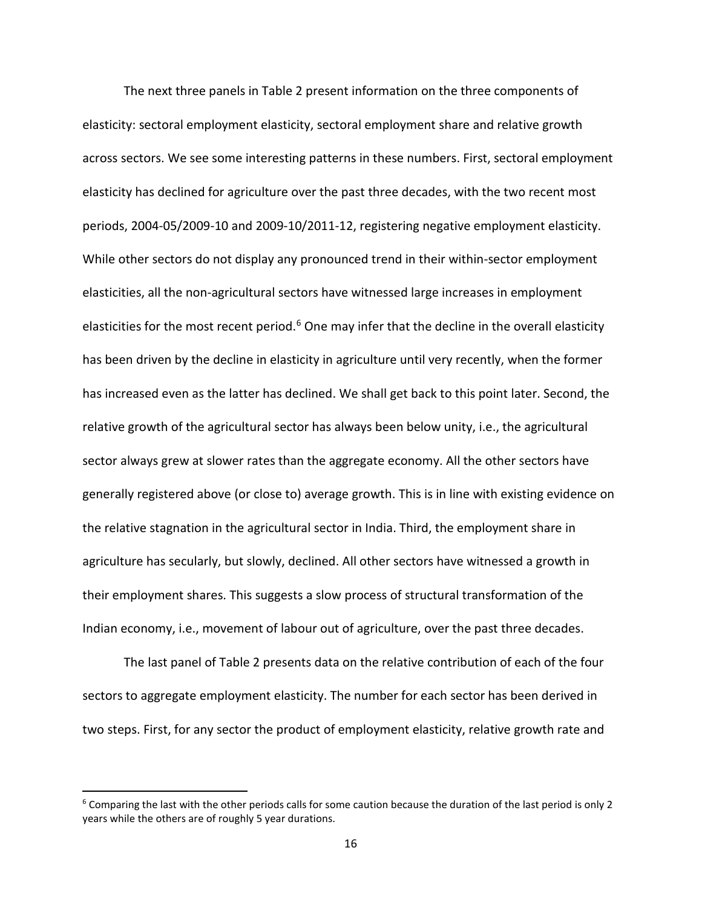The next three panels in Table 2 present information on the three components of elasticity: sectoral employment elasticity, sectoral employment share and relative growth across sectors. We see some interesting patterns in these numbers. First, sectoral employment elasticity has declined for agriculture over the past three decades, with the two recent most periods, 2004-05/2009-10 and 2009-10/2011-12, registering negative employment elasticity. While other sectors do not display any pronounced trend in their within-sector employment elasticities, all the non-agricultural sectors have witnessed large increases in employment elasticities for the most recent period.[6] One may infer that the decline in the overall elasticity has been driven by the decline in elasticity in agriculture until very recently, when the former has increased even as the latter has declined. We shall get back to this point later. Second, the relative growth of the agricultural sector has always been below unity, i.e., the agricultural sector always grew at slower rates than the aggregate economy. All the other sectors have generally registered above (or close to) average growth. This is in line with existing evidence on the relative stagnation in the agricultural sector in India. Third, the employment share in agriculture has secularly, but slowly, declined. All other sectors have witnessed a growth in their employment shares. This suggests a slow process of structural transformation of the Indian economy, i.e., movement of labour out of agriculture, over the past three decades.

The last panel of Table 2 presents data on the relative contribution of each of the four sectors to aggregate employment elasticity. The number for each sector has been derived in two steps. First, for any sector the product of employment elasticity, relative growth rate and

---

[6] Comparing the last with the other periods calls for some caution because the duration of the last period is only 2 years while the others are of roughly 5 year durations.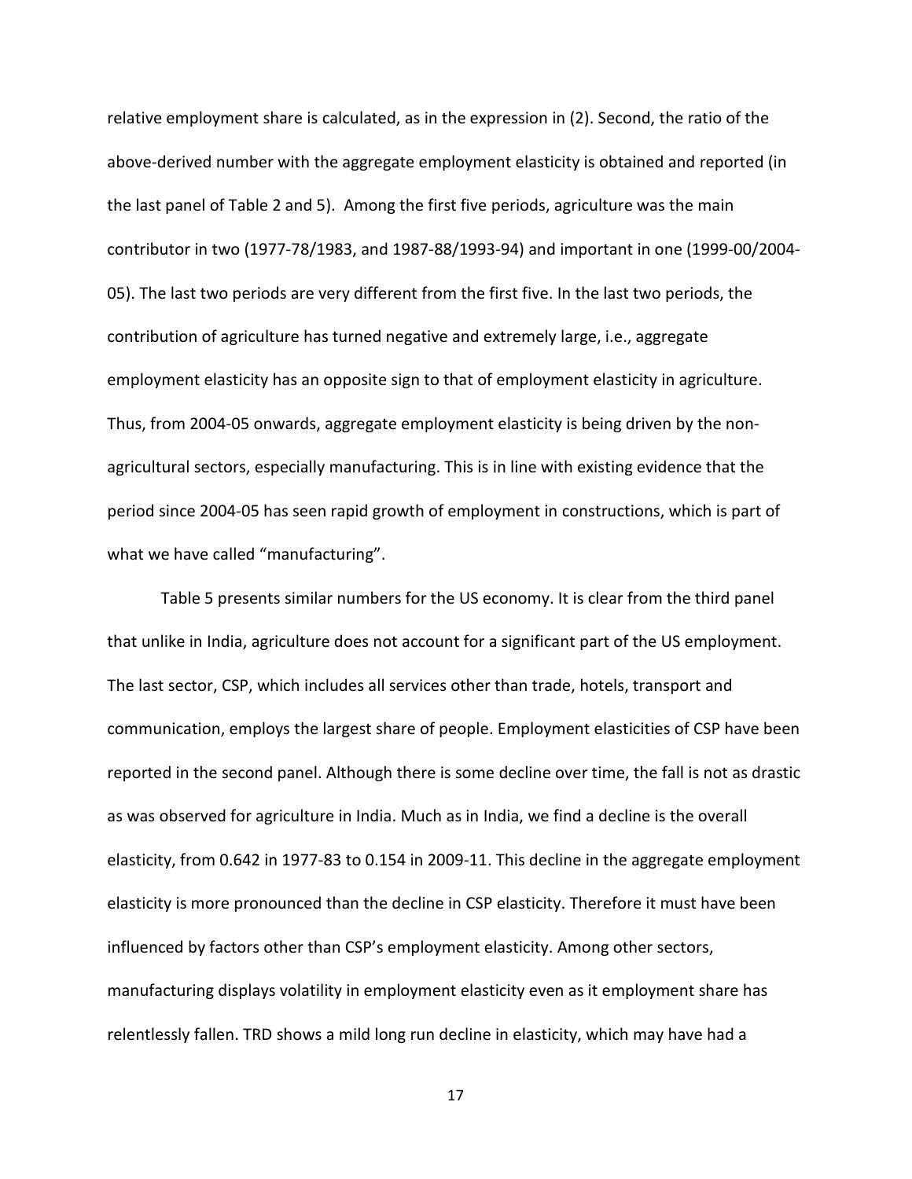relative employment share is calculated, as in the expression in (2). Second, the ratio of the above-derived number with the aggregate employment elasticity is obtained and reported (in the last panel of Table 2 and 5). Among the first five periods, agriculture was the main contributor in two (1977-78/1983, and 1987-88/1993-94) and important in one (1999-00/2004-05). The last two periods are very different from the first five. In the last two periods, the contribution of agriculture has turned negative and extremely large, i.e., aggregate employment elasticity has an opposite sign to that of employment elasticity in agriculture. Thus, from 2004-05 onwards, aggregate employment elasticity is being driven by the non-agricultural sectors, especially manufacturing. This is in line with existing evidence that the period since 2004-05 has seen rapid growth of employment in constructions, which is part of what we have called "manufacturing".

Table 5 presents similar numbers for the US economy. It is clear from the third panel that unlike in India, agriculture does not account for a significant part of the US employment. The last sector, CSP, which includes all services other than trade, hotels, transport and communication, employs the largest share of people. Employment elasticities of CSP have been reported in the second panel. Although there is some decline over time, the fall is not as drastic as was observed for agriculture in India. Much as in India, we find a decline is the overall elasticity, from 0.642 in 1977-83 to 0.154 in 2009-11. This decline in the aggregate employment elasticity is more pronounced than the decline in CSP elasticity. Therefore it must have been influenced by factors other than CSP's employment elasticity. Among other sectors, manufacturing displays volatility in employment elasticity even as it employment share has relentlessly fallen. TRD shows a mild long run decline in elasticity, which may have had a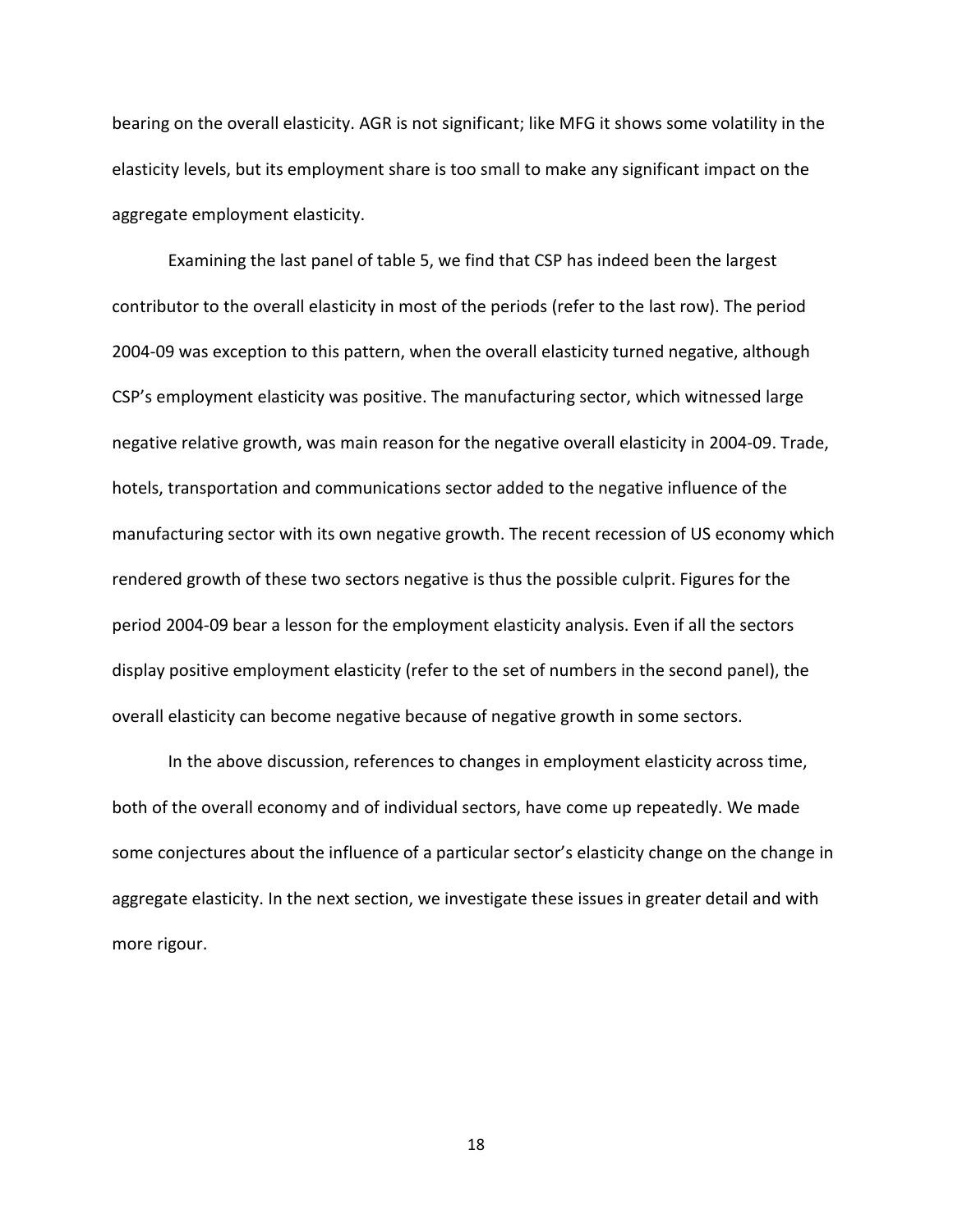bearing on the overall elasticity. AGR is not significant; like MFG it shows some volatility in the elasticity levels, but its employment share is too small to make any significant impact on the aggregate employment elasticity.

Examining the last panel of table 5, we find that CSP has indeed been the largest contributor to the overall elasticity in most of the periods (refer to the last row). The period 2004-09 was exception to this pattern, when the overall elasticity turned negative, although CSP's employment elasticity was positive. The manufacturing sector, which witnessed large negative relative growth, was main reason for the negative overall elasticity in 2004-09. Trade, hotels, transportation and communications sector added to the negative influence of the manufacturing sector with its own negative growth. The recent recession of US economy which rendered growth of these two sectors negative is thus the possible culprit. Figures for the period 2004-09 bear a lesson for the employment elasticity analysis. Even if all the sectors display positive employment elasticity (refer to the set of numbers in the second panel), the overall elasticity can become negative because of negative growth in some sectors.

In the above discussion, references to changes in employment elasticity across time, both of the overall economy and of individual sectors, have come up repeatedly. We made some conjectures about the influence of a particular sector's elasticity change on the change in aggregate elasticity. In the next section, we investigate these issues in greater detail and with more rigour.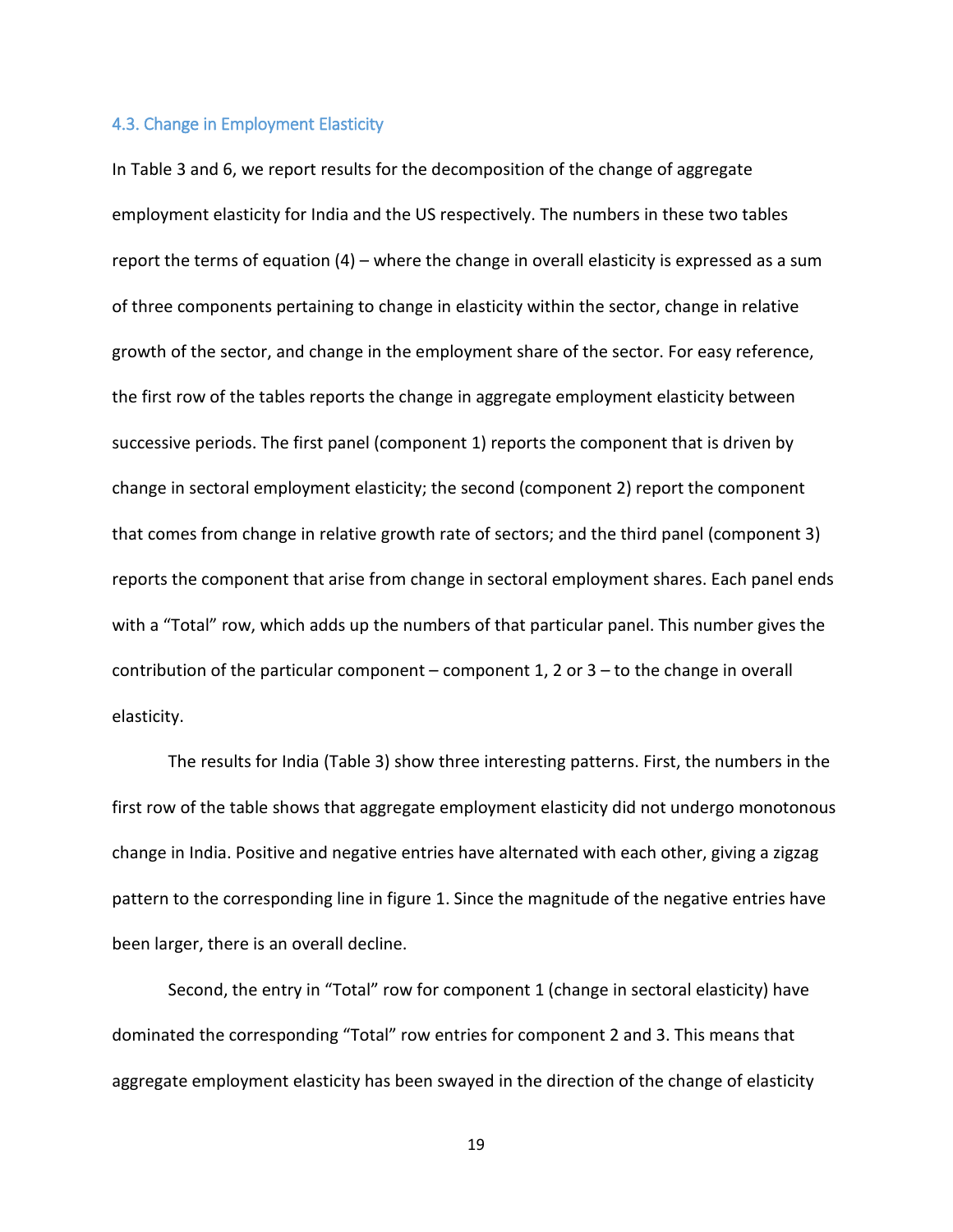### 4.3. Change in Employment Elasticity

In Table 3 and 6, we report results for the decomposition of the change of aggregate employment elasticity for India and the US respectively. The numbers in these two tables report the terms of equation (4) – where the change in overall elasticity is expressed as a sum of three components pertaining to change in elasticity within the sector, change in relative growth of the sector, and change in the employment share of the sector. For easy reference, the first row of the tables reports the change in aggregate employment elasticity between successive periods. The first panel (component 1) reports the component that is driven by change in sectoral employment elasticity; the second (component 2) report the component that comes from change in relative growth rate of sectors; and the third panel (component 3) reports the component that arise from change in sectoral employment shares. Each panel ends with a "Total" row, which adds up the numbers of that particular panel. This number gives the contribution of the particular component – component 1, 2 or 3 – to the change in overall elasticity.

The results for India (Table 3) show three interesting patterns. First, the numbers in the first row of the table shows that aggregate employment elasticity did not undergo monotonous change in India. Positive and negative entries have alternated with each other, giving a zigzag pattern to the corresponding line in figure 1. Since the magnitude of the negative entries have been larger, there is an overall decline.

Second, the entry in "Total" row for component 1 (change in sectoral elasticity) have dominated the corresponding "Total" row entries for component 2 and 3. This means that aggregate employment elasticity has been swayed in the direction of the change of elasticity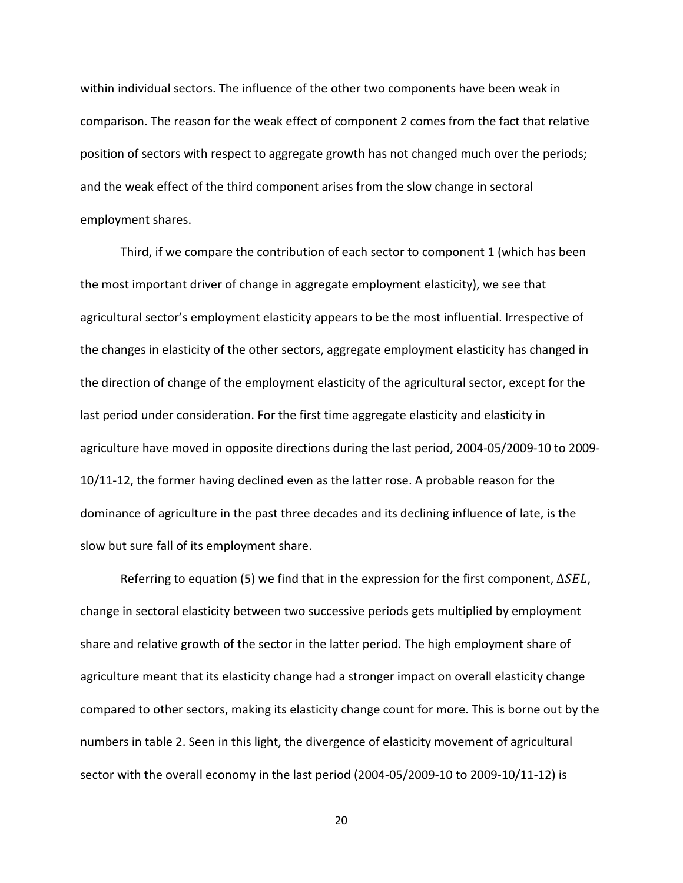within individual sectors. The influence of the other two components have been weak in comparison. The reason for the weak effect of component 2 comes from the fact that relative position of sectors with respect to aggregate growth has not changed much over the periods; and the weak effect of the third component arises from the slow change in sectoral employment shares.

Third, if we compare the contribution of each sector to component 1 (which has been the most important driver of change in aggregate employment elasticity), we see that agricultural sector's employment elasticity appears to be the most influential. Irrespective of the changes in elasticity of the other sectors, aggregate employment elasticity has changed in the direction of change of the employment elasticity of the agricultural sector, except for the last period under consideration. For the first time aggregate elasticity and elasticity in agriculture have moved in opposite directions during the last period, 2004-05/2009-10 to 2009-10/11-12, the former having declined even as the latter rose. A probable reason for the dominance of agriculture in the past three decades and its declining influence of late, is the slow but sure fall of its employment share.

Referring to equation (5) we find that in the expression for the first component, $\Delta SEL$, change in sectoral elasticity between two successive periods gets multiplied by employment share and relative growth of the sector in the latter period. The high employment share of agriculture meant that its elasticity change had a stronger impact on overall elasticity change compared to other sectors, making its elasticity change count for more. This is borne out by the numbers in table 2. Seen in this light, the divergence of elasticity movement of agricultural sector with the overall economy in the last period (2004-05/2009-10 to 2009-10/11-12) is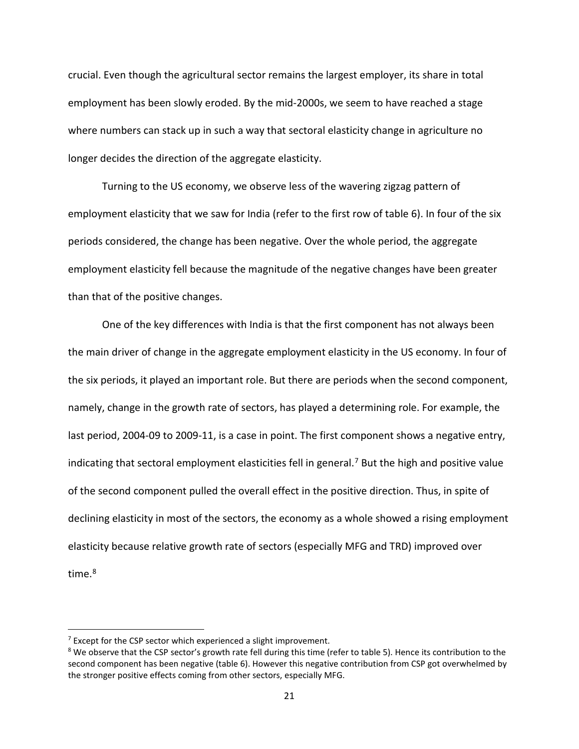crucial. Even though the agricultural sector remains the largest employer, its share in total employment has been slowly eroded. By the mid-2000s, we seem to have reached a stage where numbers can stack up in such a way that sectoral elasticity change in agriculture no longer decides the direction of the aggregate elasticity.

Turning to the US economy, we observe less of the wavering zigzag pattern of employment elasticity that we saw for India (refer to the first row of table 6). In four of the six periods considered, the change has been negative. Over the whole period, the aggregate employment elasticity fell because the magnitude of the negative changes have been greater than that of the positive changes.

One of the key differences with India is that the first component has not always been the main driver of change in the aggregate employment elasticity in the US economy. In four of the six periods, it played an important role. But there are periods when the second component, namely, change in the growth rate of sectors, has played a determining role. For example, the last period, 2004-09 to 2009-11, is a case in point. The first component shows a negative entry, indicating that sectoral employment elasticities fell in general.[7] But the high and positive value of the second component pulled the overall effect in the positive direction. Thus, in spite of declining elasticity in most of the sectors, the economy as a whole showed a rising employment elasticity because relative growth rate of sectors (especially MFG and TRD) improved over time.[8]

---

[7] Except for the CSP sector which experienced a slight improvement.

[8] We observe that the CSP sector's growth rate fell during this time (refer to table 5). Hence its contribution to the second component has been negative (table 6). However this negative contribution from CSP got overwhelmed by the stronger positive effects coming from other sectors, especially MFG.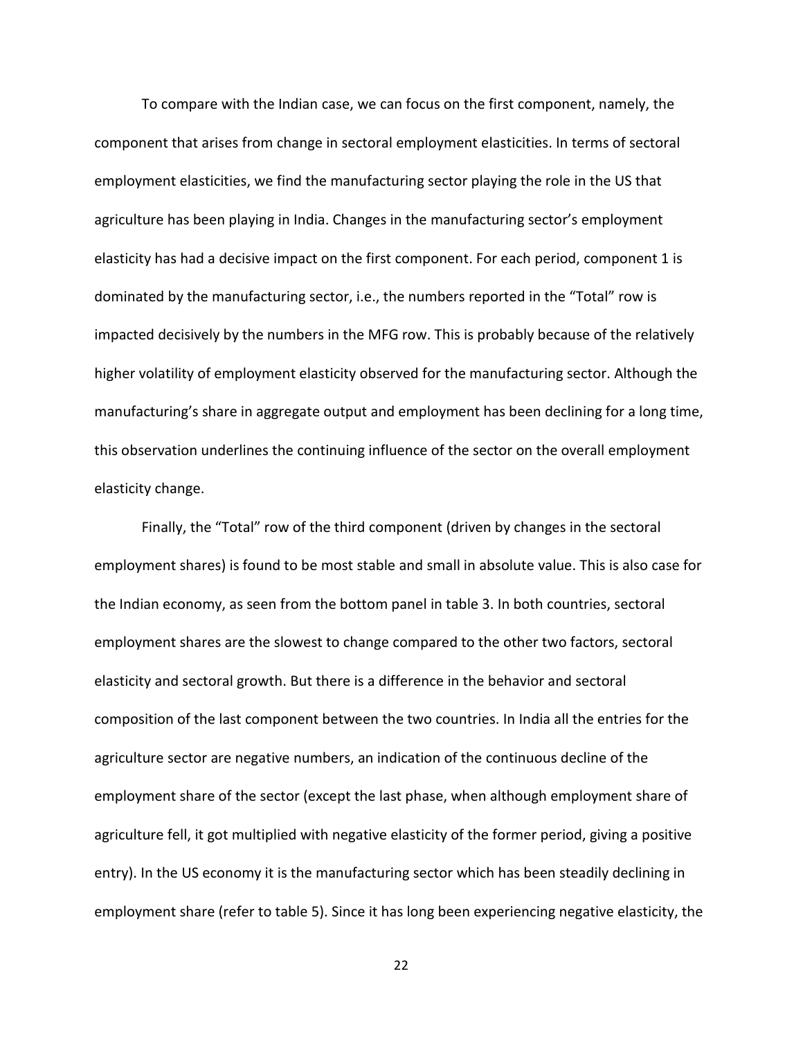To compare with the Indian case, we can focus on the first component, namely, the component that arises from change in sectoral employment elasticities. In terms of sectoral employment elasticities, we find the manufacturing sector playing the role in the US that agriculture has been playing in India. Changes in the manufacturing sector's employment elasticity has had a decisive impact on the first component. For each period, component 1 is dominated by the manufacturing sector, i.e., the numbers reported in the "Total" row is impacted decisively by the numbers in the MFG row. This is probably because of the relatively higher volatility of employment elasticity observed for the manufacturing sector. Although the manufacturing's share in aggregate output and employment has been declining for a long time, this observation underlines the continuing influence of the sector on the overall employment elasticity change.

Finally, the "Total" row of the third component (driven by changes in the sectoral employment shares) is found to be most stable and small in absolute value. This is also case for the Indian economy, as seen from the bottom panel in table 3. In both countries, sectoral employment shares are the slowest to change compared to the other two factors, sectoral elasticity and sectoral growth. But there is a difference in the behavior and sectoral composition of the last component between the two countries. In India all the entries for the agriculture sector are negative numbers, an indication of the continuous decline of the employment share of the sector (except the last phase, when although employment share of agriculture fell, it got multiplied with negative elasticity of the former period, giving a positive entry). In the US economy it is the manufacturing sector which has been steadily declining in employment share (refer to table 5). Since it has long been experiencing negative elasticity, the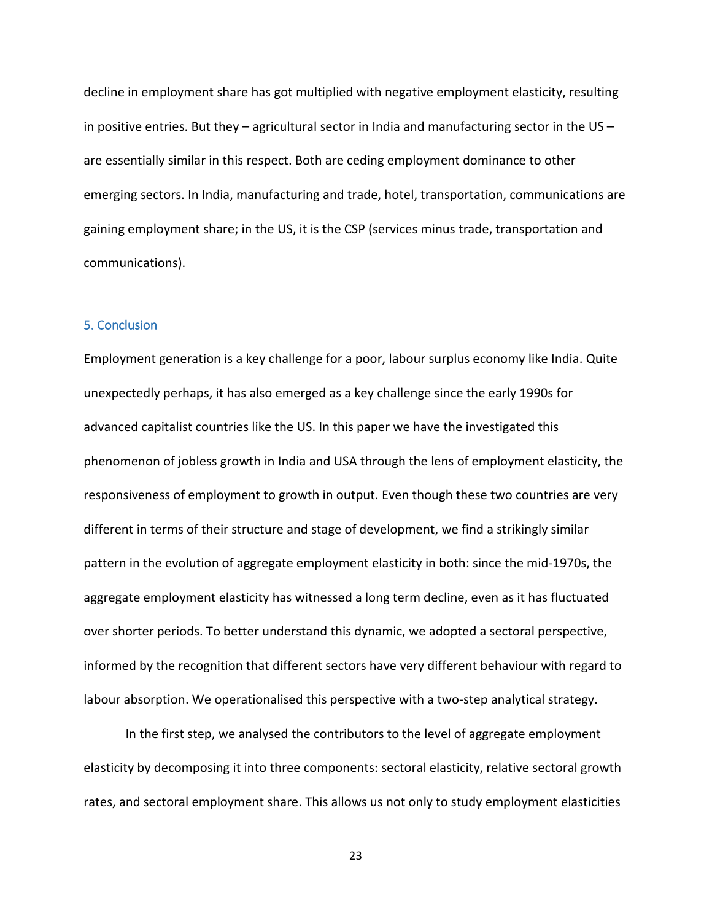decline in employment share has got multiplied with negative employment elasticity, resulting in positive entries. But they – agricultural sector in India and manufacturing sector in the US – are essentially similar in this respect. Both are ceding employment dominance to other emerging sectors. In India, manufacturing and trade, hotel, transportation, communications are gaining employment share; in the US, it is the CSP (services minus trade, transportation and communications).

## 5. Conclusion

Employment generation is a key challenge for a poor, labour surplus economy like India. Quite unexpectedly perhaps, it has also emerged as a key challenge since the early 1990s for advanced capitalist countries like the US. In this paper we have the investigated this phenomenon of jobless growth in India and USA through the lens of employment elasticity, the responsiveness of employment to growth in output. Even though these two countries are very different in terms of their structure and stage of development, we find a strikingly similar pattern in the evolution of aggregate employment elasticity in both: since the mid-1970s, the aggregate employment elasticity has witnessed a long term decline, even as it has fluctuated over shorter periods. To better understand this dynamic, we adopted a sectoral perspective, informed by the recognition that different sectors have very different behaviour with regard to labour absorption. We operationalised this perspective with a two-step analytical strategy.

In the first step, we analysed the contributors to the level of aggregate employment elasticity by decomposing it into three components: sectoral elasticity, relative sectoral growth rates, and sectoral employment share. This allows us not only to study employment elasticities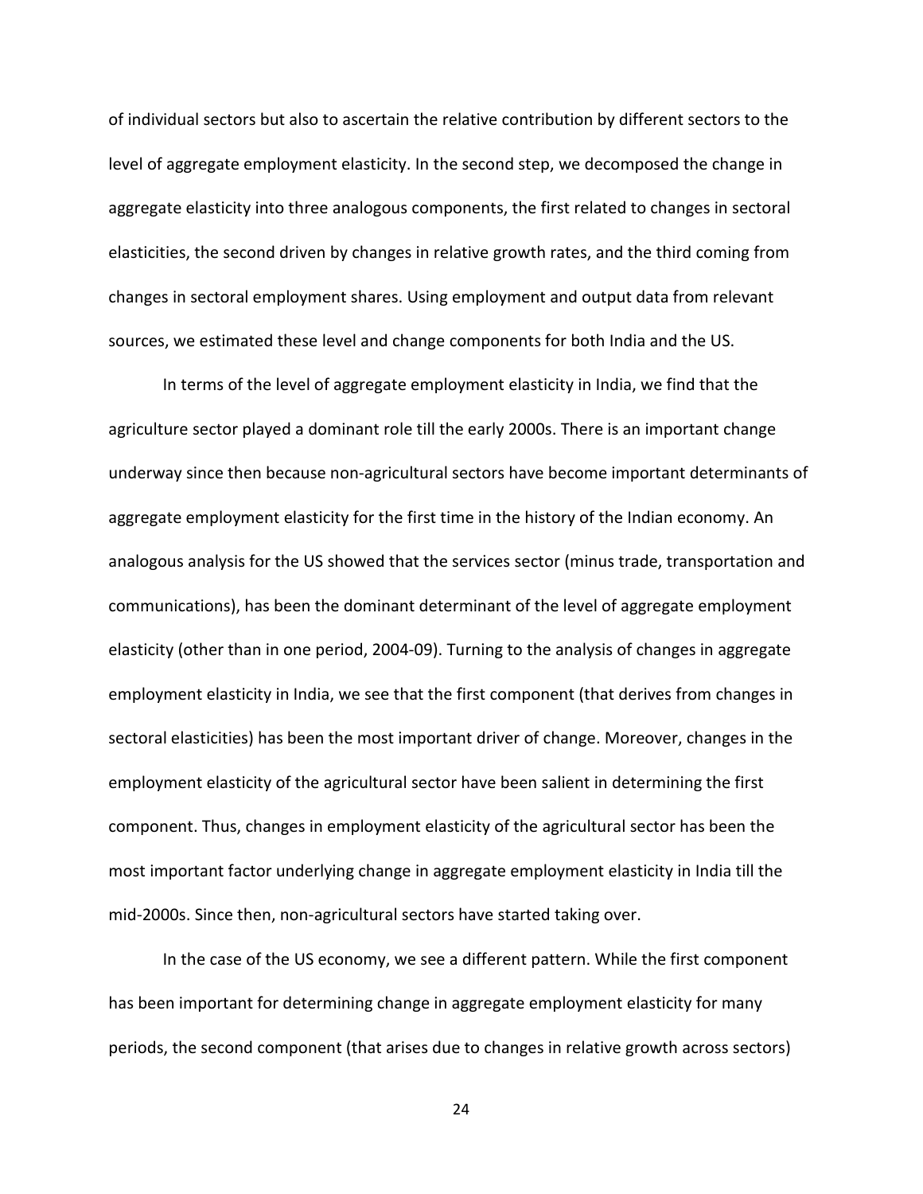of individual sectors but also to ascertain the relative contribution by different sectors to the level of aggregate employment elasticity. In the second step, we decomposed the change in aggregate elasticity into three analogous components, the first related to changes in sectoral elasticities, the second driven by changes in relative growth rates, and the third coming from changes in sectoral employment shares. Using employment and output data from relevant sources, we estimated these level and change components for both India and the US.

In terms of the level of aggregate employment elasticity in India, we find that the agriculture sector played a dominant role till the early 2000s. There is an important change underway since then because non-agricultural sectors have become important determinants of aggregate employment elasticity for the first time in the history of the Indian economy. An analogous analysis for the US showed that the services sector (minus trade, transportation and communications), has been the dominant determinant of the level of aggregate employment elasticity (other than in one period, 2004-09). Turning to the analysis of changes in aggregate employment elasticity in India, we see that the first component (that derives from changes in sectoral elasticities) has been the most important driver of change. Moreover, changes in the employment elasticity of the agricultural sector have been salient in determining the first component. Thus, changes in employment elasticity of the agricultural sector has been the most important factor underlying change in aggregate employment elasticity in India till the mid-2000s. Since then, non-agricultural sectors have started taking over.

In the case of the US economy, we see a different pattern. While the first component has been important for determining change in aggregate employment elasticity for many periods, the second component (that arises due to changes in relative growth across sectors)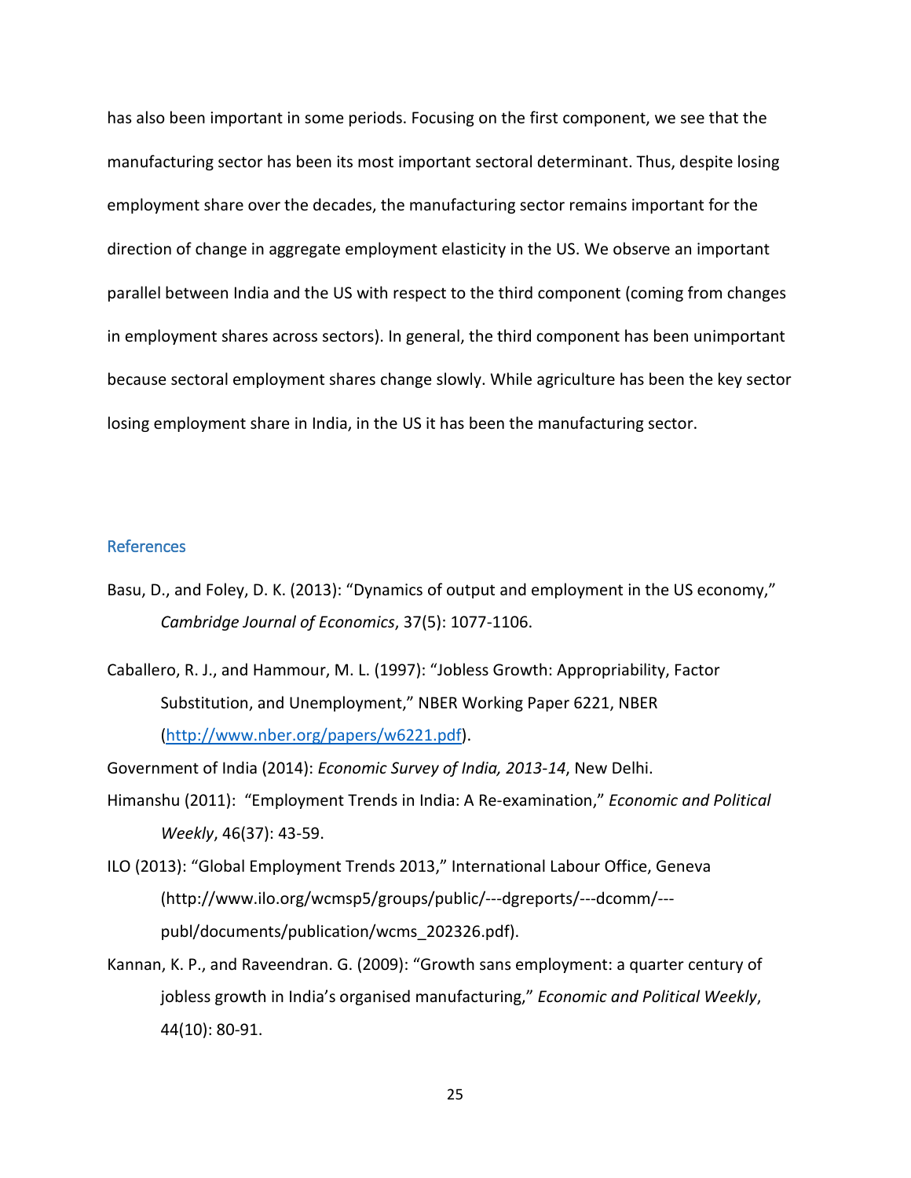has also been important in some periods. Focusing on the first component, we see that the manufacturing sector has been its most important sectoral determinant. Thus, despite losing employment share over the decades, the manufacturing sector remains important for the direction of change in aggregate employment elasticity in the US. We observe an important parallel between India and the US with respect to the third component (coming from changes in employment shares across sectors). In general, the third component has been unimportant because sectoral employment shares change slowly. While agriculture has been the key sector losing employment share in India, in the US it has been the manufacturing sector.

## References

Basu, D., and Foley, D. K. (2013): "Dynamics of output and employment in the US economy," *Cambridge Journal of Economics*, 37(5): 1077-1106.

Caballero, R. J., and Hammour, M. L. (1997): "Jobless Growth: Appropriability, Factor Substitution, and Unemployment," NBER Working Paper 6221, NBER (http://www.nber.org/papers/w6221.pdf).

Government of India (2014): *Economic Survey of India, 2013-14*, New Delhi.

Himanshu (2011): "Employment Trends in India: A Re-examination," *Economic and Political Weekly*, 46(37): 43-59.

ILO (2013): "Global Employment Trends 2013," International Labour Office, Geneva (http://www.ilo.org/wcmsp5/groups/public/---dgreports/---dcomm/---publ/documents/publication/wcms_202326.pdf).

Kannan, K. P., and Raveendran. G. (2009): "Growth sans employment: a quarter century of jobless growth in India's organised manufacturing," *Economic and Political Weekly*, 44(10): 80-91.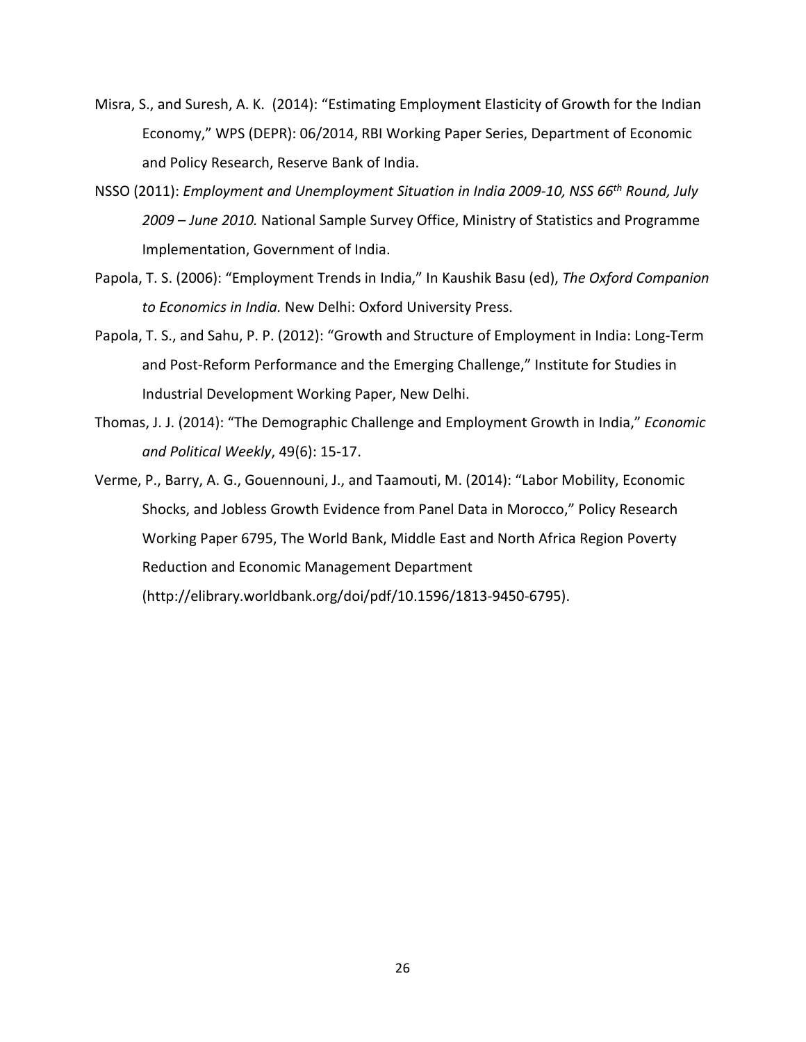Misra, S., and Suresh, A. K. (2014): "Estimating Employment Elasticity of Growth for the Indian Economy," WPS (DEPR): 06/2014, RBI Working Paper Series, Department of Economic and Policy Research, Reserve Bank of India.

NSSO (2011): *Employment and Unemployment Situation in India 2009-10, NSS 66th Round, July 2009 – June 2010.* National Sample Survey Office, Ministry of Statistics and Programme Implementation, Government of India.

Papola, T. S. (2006): "Employment Trends in India," In Kaushik Basu (ed), *The Oxford Companion to Economics in India.* New Delhi: Oxford University Press.

Papola, T. S., and Sahu, P. P. (2012): "Growth and Structure of Employment in India: Long-Term and Post-Reform Performance and the Emerging Challenge," Institute for Studies in Industrial Development Working Paper, New Delhi.

Thomas, J. J. (2014): "The Demographic Challenge and Employment Growth in India," *Economic and Political Weekly*, 49(6): 15-17.

Verme, P., Barry, A. G., Gouennouni, J., and Taamouti, M. (2014): "Labor Mobility, Economic Shocks, and Jobless Growth Evidence from Panel Data in Morocco," Policy Research Working Paper 6795, The World Bank, Middle East and North Africa Region Poverty Reduction and Economic Management Department (http://elibrary.worldbank.org/doi/pdf/10.1596/1813-9450-6795).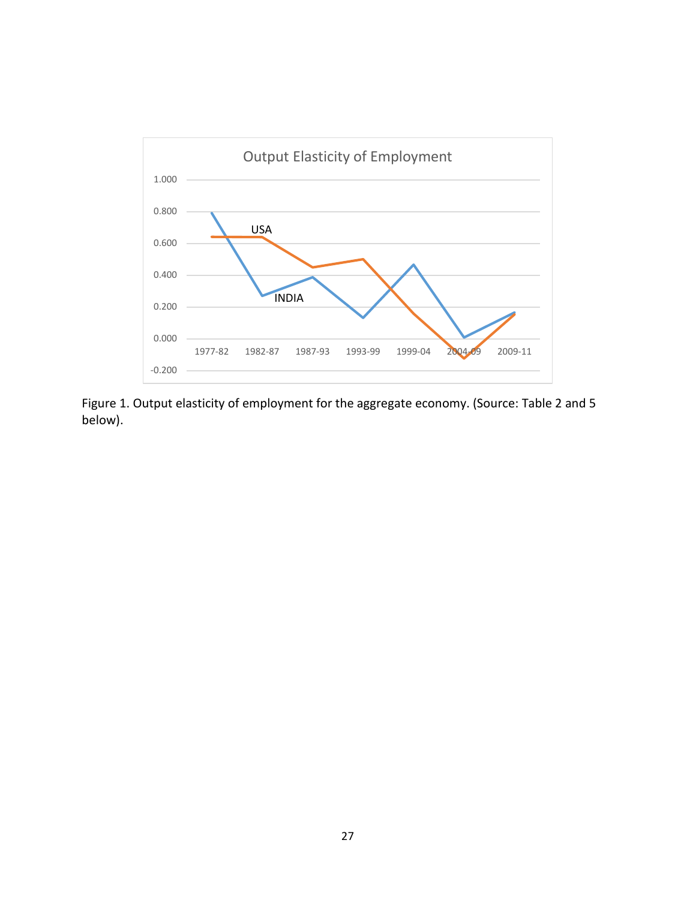Figure 1. Output elasticity of employment for the aggregate economy. (Source: Table 2 and 5 below).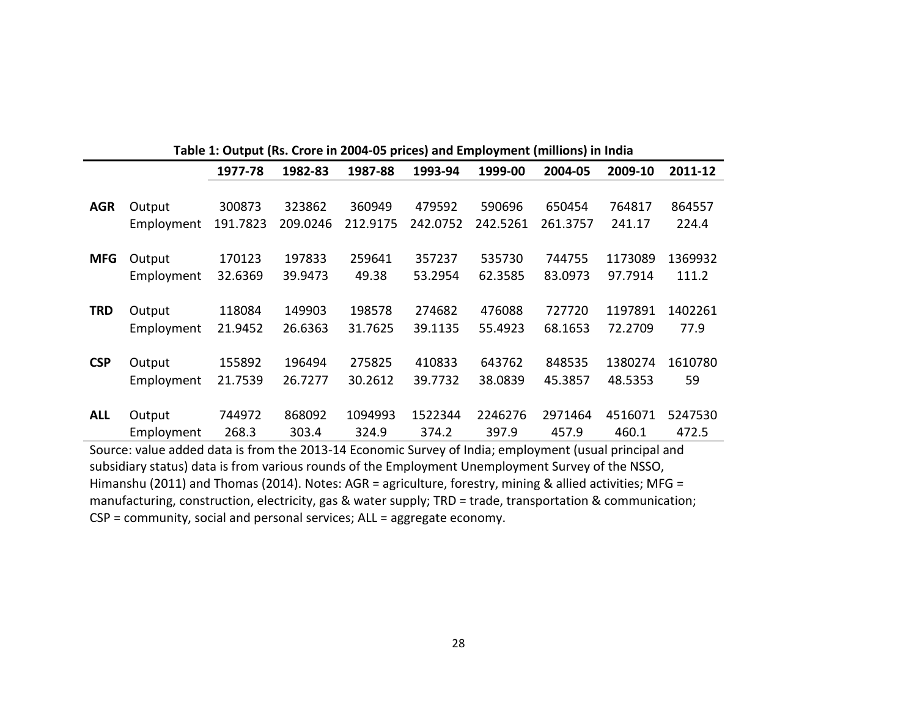**Table 1: Output (Rs. Crore in 2004-05 prices) and Employment (millions) in India**

| | | 1977-78 | 1982-83 | 1987-88 | 1993-94 | 1999-00 | 2004-05 | 2009-10 | 2011-12 |
|---|---|---|---|---|---|---|---|---|---|
| **AGR** | Output | 300873 | 323862 | 360949 | 479592 | 590696 | 650454 | 764817 | 864557 |
| | Employment | 191.7823 | 209.0246 | 212.9175 | 242.0752 | 242.5261 | 261.3757 | 241.17 | 224.4 |
| **MFG** | Output | 170123 | 197833 | 259641 | 357237 | 535730 | 744755 | 1173089 | 1369932 |
| | Employment | 32.6369 | 39.9473 | 49.38 | 53.2954 | 62.3585 | 83.0973 | 97.7914 | 111.2 |
| **TRD** | Output | 118084 | 149903 | 198578 | 274682 | 476088 | 727720 | 1197891 | 1402261 |
| | Employment | 21.9452 | 26.6363 | 31.7625 | 39.1135 | 55.4923 | 68.1653 | 72.2709 | 77.9 |
| **CSP** | Output | 155892 | 196494 | 275825 | 410833 | 643762 | 848535 | 1380274 | 1610780 |
| | Employment | 21.7539 | 26.7277 | 30.2612 | 39.7732 | 38.0839 | 45.3857 | 48.5353 | 59 |
| **ALL** | Output | 744972 | 868092 | 1094993 | 1522344 | 2246276 | 2971464 | 4516071 | 5247530 |
| | Employment | 268.3 | 303.4 | 324.9 | 374.2 | 397.9 | 457.9 | 460.1 | 472.5 |

Source: value added data is from the 2013-14 Economic Survey of India; employment (usual principal and subsidiary status) data is from various rounds of the Employment Unemployment Survey of the NSSO, Himanshu (2011) and Thomas (2014). Notes: AGR = agriculture, forestry, mining & allied activities; MFG = manufacturing, construction, electricity, gas & water supply; TRD = trade, transportation & communication; CSP = community, social and personal services; ALL = aggregate economy.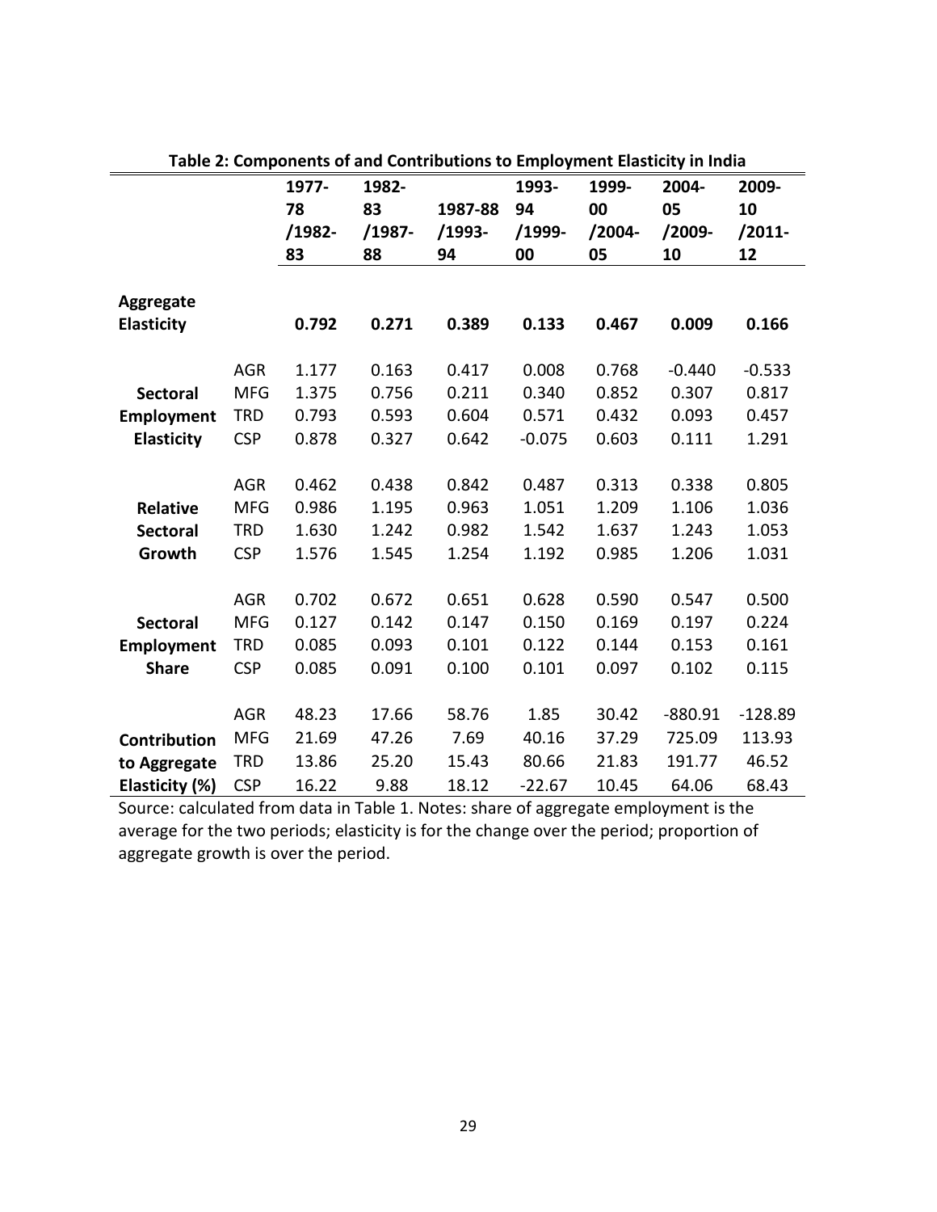**Table 2: Components of and Contributions to Employment Elasticity in India**

| | | 1977-78 /1982-83 | 1982-83 /1987-88 | 1987-88 /1993-94 | 1993-94 /1999-00 | 1999-00 /2004-05 | 2004-05 /2009-10 | 2009-10 /2011-12 |
|---|---|---|---|---|---|---|---|---|
| **Aggregate Elasticity** | | **0.792** | **0.271** | **0.389** | **0.133** | **0.467** | **0.009** | **0.166** |
| **Sectoral Employment Elasticity** | AGR | 1.177 | 0.163 | 0.417 | 0.008 | 0.768 | -0.440 | -0.533 |
| | MFG | 1.375 | 0.756 | 0.211 | 0.340 | 0.852 | 0.307 | 0.817 |
| | TRD | 0.793 | 0.593 | 0.604 | 0.571 | 0.432 | 0.093 | 0.457 |
| | CSP | 0.878 | 0.327 | 0.642 | -0.075 | 0.603 | 0.111 | 1.291 |
| **Relative Sectoral Growth** | AGR | 0.462 | 0.438 | 0.842 | 0.487 | 0.313 | 0.338 | 0.805 |
| | MFG | 0.986 | 1.195 | 0.963 | 1.051 | 1.209 | 1.106 | 1.036 |
| | TRD | 1.630 | 1.242 | 0.982 | 1.542 | 1.637 | 1.243 | 1.053 |
| | CSP | 1.576 | 1.545 | 1.254 | 1.192 | 0.985 | 1.206 | 1.031 |
| **Sectoral Employment Share** | AGR | 0.702 | 0.672 | 0.651 | 0.628 | 0.590 | 0.547 | 0.500 |
| | MFG | 0.127 | 0.142 | 0.147 | 0.150 | 0.169 | 0.197 | 0.224 |
| | TRD | 0.085 | 0.093 | 0.101 | 0.122 | 0.144 | 0.153 | 0.161 |
| | CSP | 0.085 | 0.091 | 0.100 | 0.101 | 0.097 | 0.102 | 0.115 |
| **Contribution to Aggregate Elasticity (%)** | AGR | 48.23 | 17.66 | 58.76 | 1.85 | 30.42 | -880.91 | -128.89 |
| | MFG | 21.69 | 47.26 | 7.69 | 40.16 | 37.29 | 725.09 | 113.93 |
| | TRD | 13.86 | 25.20 | 15.43 | 80.66 | 21.83 | 191.77 | 46.52 |
| | CSP | 16.22 | 9.88 | 18.12 | -22.67 | 10.45 | 64.06 | 68.43 |

Source: calculated from data in Table 1. Notes: share of aggregate employment is the average for the two periods; elasticity is for the change over the period; proportion of aggregate growth is over the period.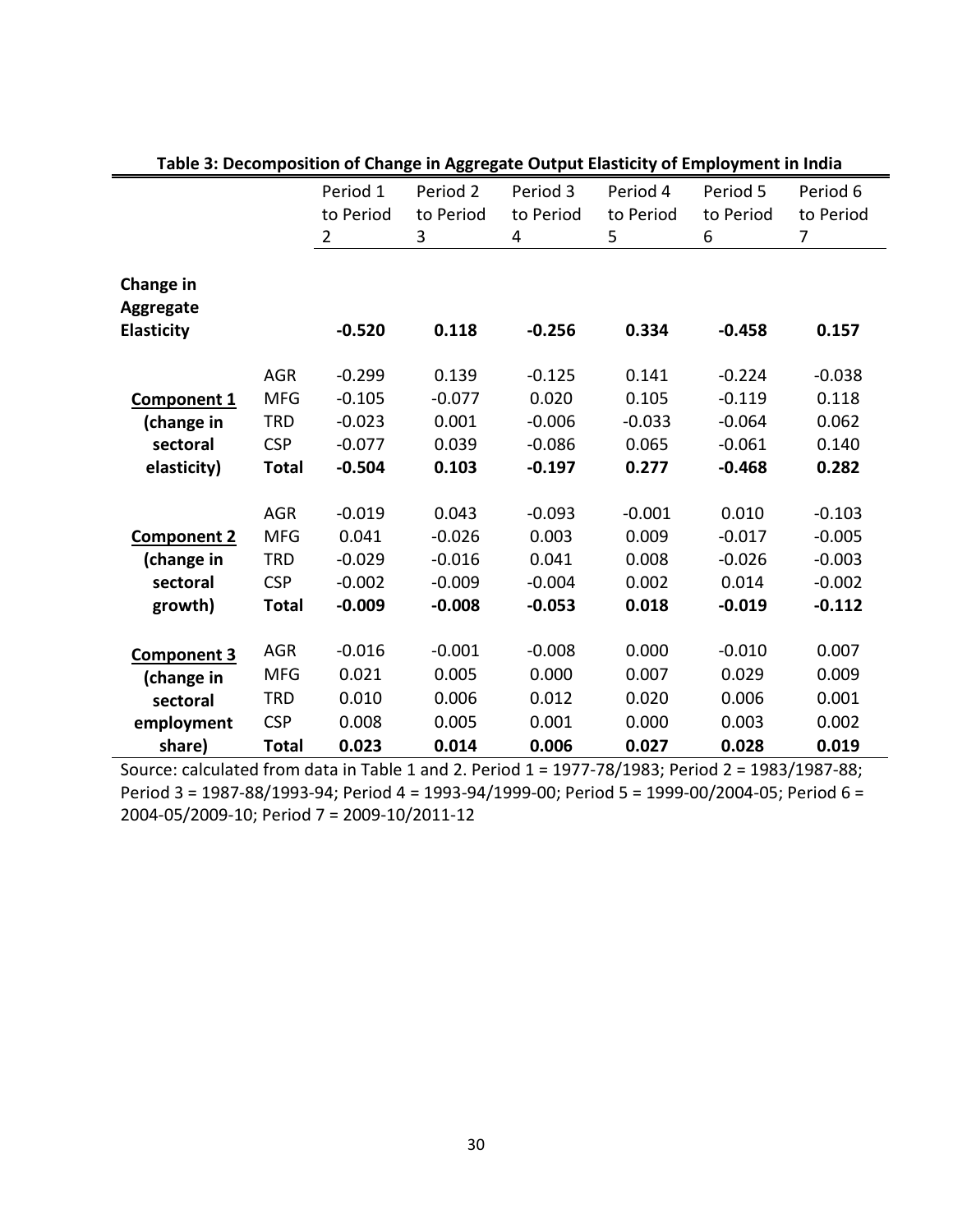**Table 3: Decomposition of Change in Aggregate Output Elasticity of Employment in India**

| | | Period 1 to Period 2 | Period 2 to Period 3 | Period 3 to Period 4 | Period 4 to Period 5 | Period 5 to Period 6 | Period 6 to Period 7 |
|---|---|---|---|---|---|---|---|
| **Change in Aggregate Elasticity** | | **-0.520** | **0.118** | **-0.256** | **0.334** | **-0.458** | **0.157** |
| **Component 1 (change in sectoral elasticity)** | AGR | -0.299 | 0.139 | -0.125 | 0.141 | -0.224 | -0.038 |
| | MFG | -0.105 | -0.077 | 0.020 | 0.105 | -0.119 | 0.118 |
| | TRD | -0.023 | 0.001 | -0.006 | -0.033 | -0.064 | 0.062 |
| | CSP | -0.077 | 0.039 | -0.086 | 0.065 | -0.061 | 0.140 |
| | **Total** | **-0.504** | **0.103** | **-0.197** | **0.277** | **-0.468** | **0.282** |
| **Component 2 (change in sectoral growth)** | AGR | -0.019 | 0.043 | -0.093 | -0.001 | 0.010 | -0.103 |
| | MFG | 0.041 | -0.026 | 0.003 | 0.009 | -0.017 | -0.005 |
| | TRD | -0.029 | -0.016 | 0.041 | 0.008 | -0.026 | -0.003 |
| | CSP | -0.002 | -0.009 | -0.004 | 0.002 | 0.014 | -0.002 |
| | **Total** | **-0.009** | **-0.008** | **-0.053** | **0.018** | **-0.019** | **-0.112** |
| **Component 3 (change in sectoral employment share)** | AGR | -0.016 | -0.001 | -0.008 | 0.000 | -0.010 | 0.007 |
| | MFG | 0.021 | 0.005 | 0.000 | 0.007 | 0.029 | 0.009 |
| | TRD | 0.010 | 0.006 | 0.012 | 0.020 | 0.006 | 0.001 |
| | CSP | 0.008 | 0.005 | 0.001 | 0.000 | 0.003 | 0.002 |
| | **Total** | **0.023** | **0.014** | **0.006** | **0.027** | **0.028** | **0.019** |

Source: calculated from data in Table 1 and 2. Period 1 = 1977-78/1983; Period 2 = 1983/1987-88; Period 3 = 1987-88/1993-94; Period 4 = 1993-94/1999-00; Period 5 = 1999-00/2004-05; Period 6 = 2004-05/2009-10; Period 7 = 2009-10/2011-12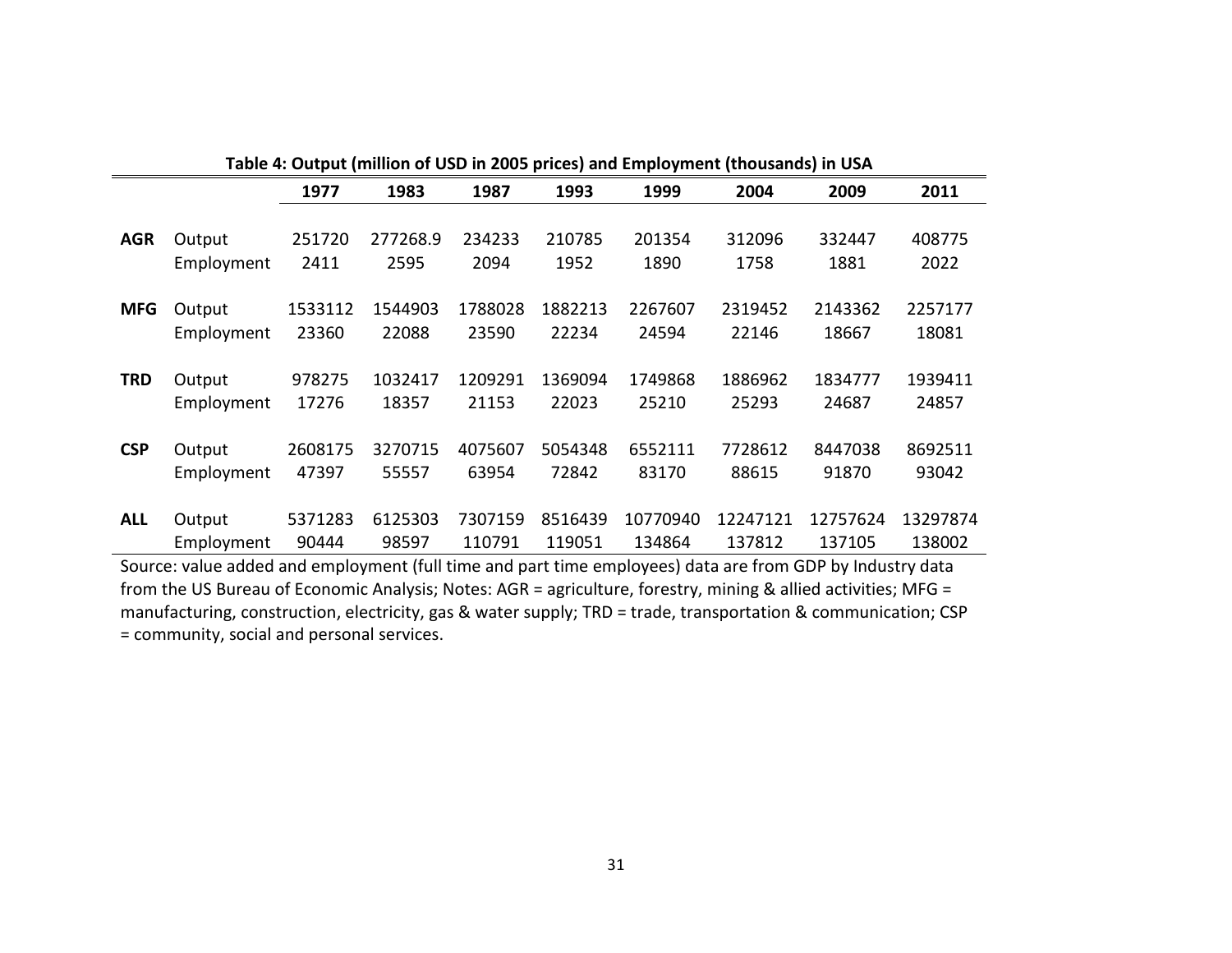**Table 4: Output (million of USD in 2005 prices) and Employment (thousands) in USA**

| | | 1977 | 1983 | 1987 | 1993 | 1999 | 2004 | 2009 | 2011 |
|---|---|---|---|---|---|---|---|---|---|
| **AGR** | Output | 251720 | 277268.9 | 234233 | 210785 | 201354 | 312096 | 332447 | 408775 |
| | Employment | 2411 | 2595 | 2094 | 1952 | 1890 | 1758 | 1881 | 2022 |
| **MFG** | Output | 1533112 | 1544903 | 1788028 | 1882213 | 2267607 | 2319452 | 2143362 | 2257177 |
| | Employment | 23360 | 22088 | 23590 | 22234 | 24594 | 22146 | 18667 | 18081 |
| **TRD** | Output | 978275 | 1032417 | 1209291 | 1369094 | 1749868 | 1886962 | 1834777 | 1939411 |
| | Employment | 17276 | 18357 | 21153 | 22023 | 25210 | 25293 | 24687 | 24857 |
| **CSP** | Output | 2608175 | 3270715 | 4075607 | 5054348 | 6552111 | 7728612 | 8447038 | 8692511 |
| | Employment | 47397 | 55557 | 63954 | 72842 | 83170 | 88615 | 91870 | 93042 |
| **ALL** | Output | 5371283 | 6125303 | 7307159 | 8516439 | 10770940 | 12247121 | 12757624 | 13297874 |
| | Employment | 90444 | 98597 | 110791 | 119051 | 134864 | 137812 | 137105 | 138002 |

Source: value added and employment (full time and part time employees) data are from GDP by Industry data from the US Bureau of Economic Analysis; Notes: AGR = agriculture, forestry, mining & allied activities; MFG = manufacturing, construction, electricity, gas & water supply; TRD = trade, transportation & communication; CSP = community, social and personal services.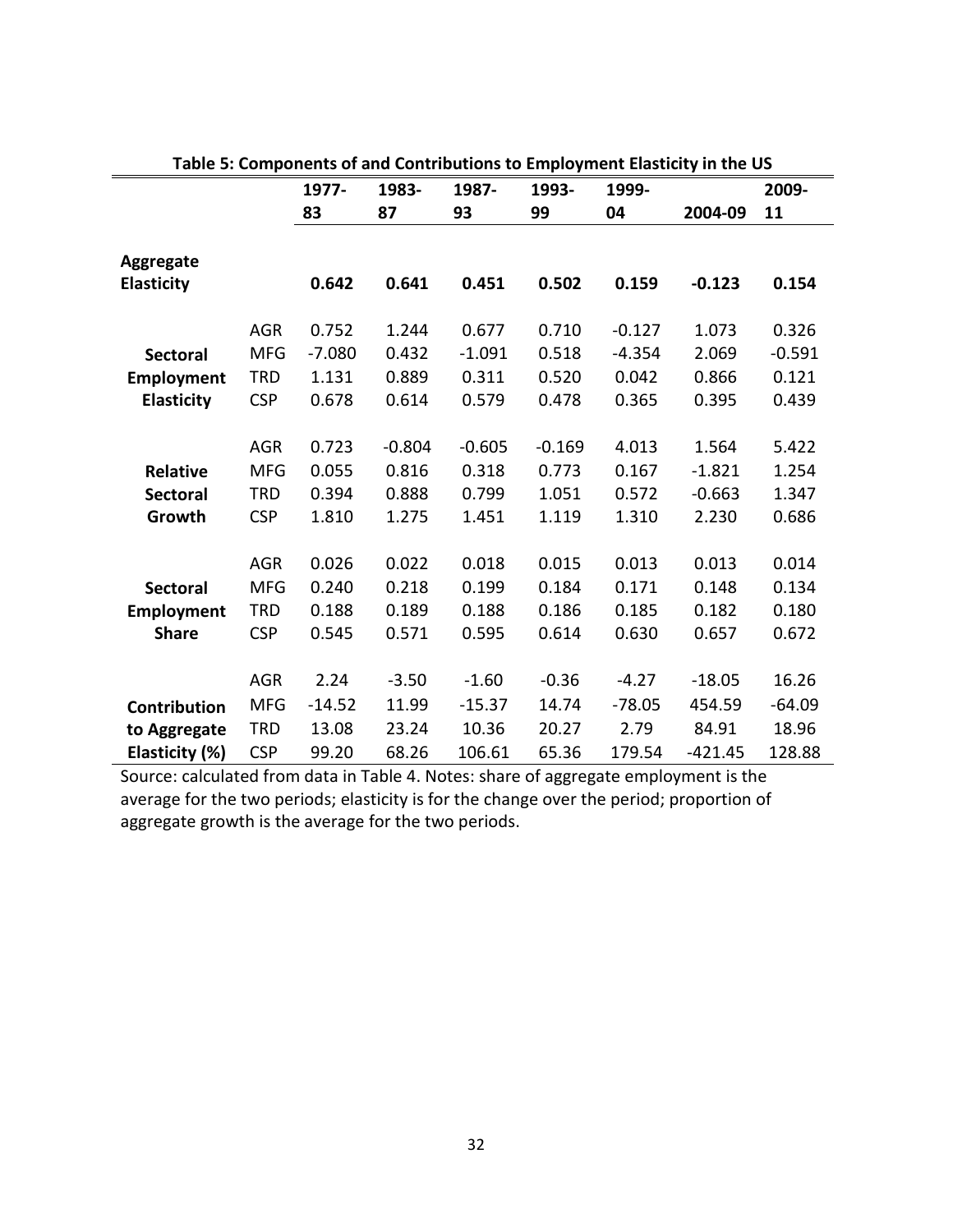**Table 5: Components of and Contributions to Employment Elasticity in the US**

| | | 1977-83 | 1983-87 | 1987-93 | 1993-99 | 1999-04 | 2004-09 | 2009-11 |
|---|---|---|---|---|---|---|---|---|
| **Aggregate Elasticity** | | **0.642** | **0.641** | **0.451** | **0.502** | **0.159** | **-0.123** | **0.154** |
| **Sectoral Employment Elasticity** | AGR | 0.752 | 1.244 | 0.677 | 0.710 | -0.127 | 1.073 | 0.326 |
| | MFG | -7.080 | 0.432 | -1.091 | 0.518 | -4.354 | 2.069 | -0.591 |
| | TRD | 1.131 | 0.889 | 0.311 | 0.520 | 0.042 | 0.866 | 0.121 |
| | CSP | 0.678 | 0.614 | 0.579 | 0.478 | 0.365 | 0.395 | 0.439 |
| **Relative Sectoral Growth** | AGR | 0.723 | -0.804 | -0.605 | -0.169 | 4.013 | 1.564 | 5.422 |
| | MFG | 0.055 | 0.816 | 0.318 | 0.773 | 0.167 | -1.821 | 1.254 |
| | TRD | 0.394 | 0.888 | 0.799 | 1.051 | 0.572 | -0.663 | 1.347 |
| | CSP | 1.810 | 1.275 | 1.451 | 1.119 | 1.310 | 2.230 | 0.686 |
| **Sectoral Employment Share** | AGR | 0.026 | 0.022 | 0.018 | 0.015 | 0.013 | 0.013 | 0.014 |
| | MFG | 0.240 | 0.218 | 0.199 | 0.184 | 0.171 | 0.148 | 0.134 |
| | TRD | 0.188 | 0.189 | 0.188 | 0.186 | 0.185 | 0.182 | 0.180 |
| | CSP | 0.545 | 0.571 | 0.595 | 0.614 | 0.630 | 0.657 | 0.672 |
| **Contribution to Aggregate Elasticity (%)** | AGR | 2.24 | -3.50 | -1.60 | -0.36 | -4.27 | -18.05 | 16.26 |
| | MFG | -14.52 | 11.99 | -15.37 | 14.74 | -78.05 | 454.59 | -64.09 |
| | TRD | 13.08 | 23.24 | 10.36 | 20.27 | 2.79 | 84.91 | 18.96 |
| | CSP | 99.20 | 68.26 | 106.61 | 65.36 | 179.54 | -421.45 | 128.88 |

Source: calculated from data in Table 4. Notes: share of aggregate employment is the average for the two periods; elasticity is for the change over the period; proportion of aggregate growth is the average for the two periods.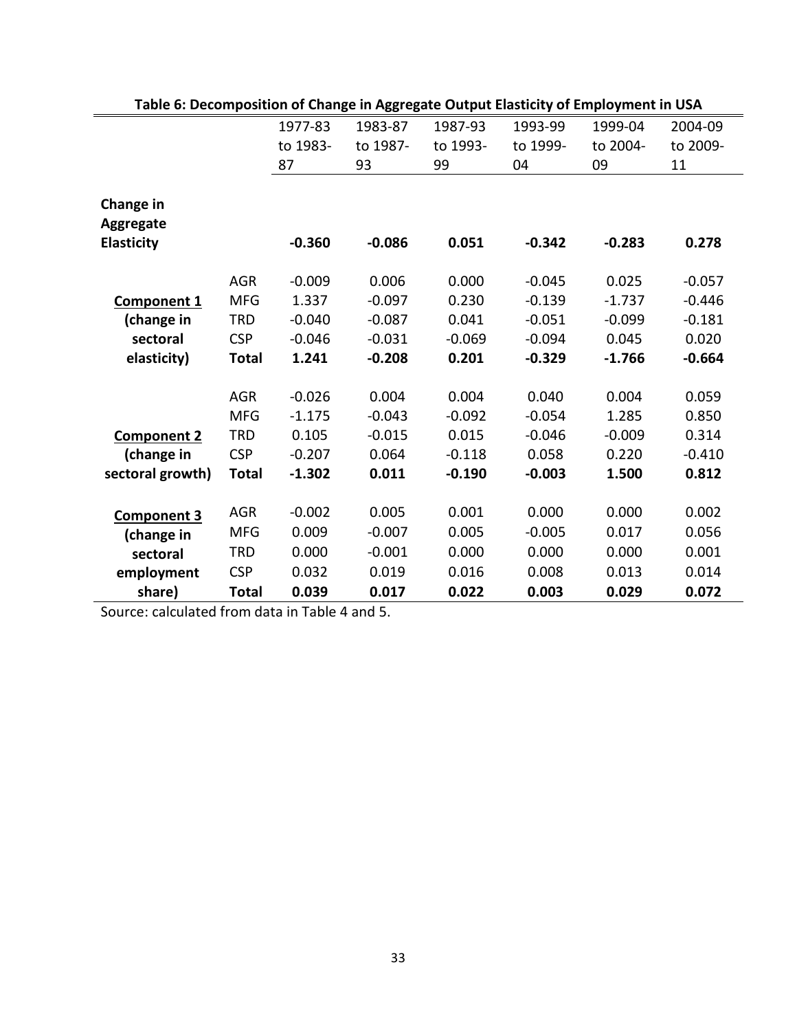**Table 6: Decomposition of Change in Aggregate Output Elasticity of Employment in USA**

| | | 1977-83 to 1983-87 | 1983-87 to 1987-93 | 1987-93 to 1993-99 | 1993-99 to 1999-04 | 1999-04 to 2004-09 | 2004-09 to 2009-11 |
|---|---|---|---|---|---|---|---|
| **Change in Aggregate Elasticity** | | **-0.360** | **-0.086** | **0.051** | **-0.342** | **-0.283** | **0.278** |
| **Component 1** (change in sectoral elasticity) | AGR | -0.009 | 0.006 | 0.000 | -0.045 | 0.025 | -0.057 |
| | MFG | 1.337 | -0.097 | 0.230 | -0.139 | -1.737 | -0.446 |
| | TRD | -0.040 | -0.087 | 0.041 | -0.051 | -0.099 | -0.181 |
| | CSP | -0.046 | -0.031 | -0.069 | -0.094 | 0.045 | 0.020 |
| | **Total** | **1.241** | **-0.208** | **0.201** | **-0.329** | **-1.766** | **-0.664** |
| **Component 2** (change in sectoral growth) | AGR | -0.026 | 0.004 | 0.004 | 0.040 | 0.004 | 0.059 |
| | MFG | -1.175 | -0.043 | -0.092 | -0.054 | 1.285 | 0.850 |
| | TRD | 0.105 | -0.015 | 0.015 | -0.046 | -0.009 | 0.314 |
| | CSP | -0.207 | 0.064 | -0.118 | 0.058 | 0.220 | -0.410 |
| | **Total** | **-1.302** | **0.011** | **-0.190** | **-0.003** | **1.500** | **0.812** |
| **Component 3** (change in sectoral employment share) | AGR | -0.002 | 0.005 | 0.001 | 0.000 | 0.000 | 0.002 |
| | MFG | 0.009 | -0.007 | 0.005 | -0.005 | 0.017 | 0.056 |
| | TRD | 0.000 | -0.001 | 0.000 | 0.000 | 0.000 | 0.001 |
| | CSP | 0.032 | 0.019 | 0.016 | 0.008 | 0.013 | 0.014 |
| | **Total** | **0.039** | **0.017** | **0.022** | **0.003** | **0.029** | **0.072** |

Source: calculated from data in Table 4 and 5.